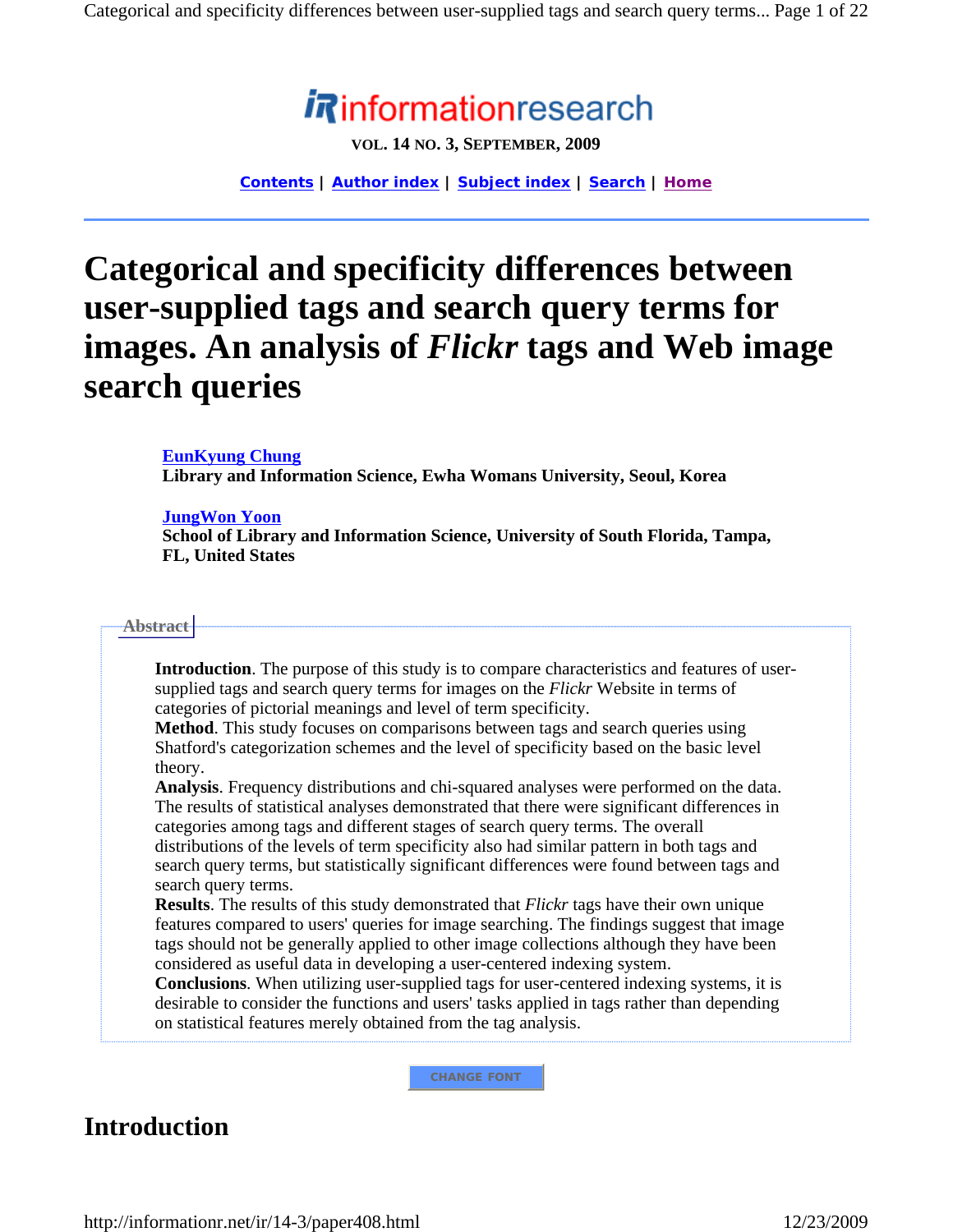# informationresearch

**VOL. 14 NO. 3, SEPTEMBER, 2009**

Contents | Author index | Subject index | Search | Home

# Categorical and specificity differences between user-supplied tags and search query terms for images. An analysis of *Flickr* tags and Web image search queries

**EunKyung Chung**
**Library and Information Science, Ewha Womans University, Seoul, Korea**

**JungWon Yoon**
**School of Library and Information Science, University of South Florida, Tampa, FL, United States**

**Abstract**

**Introduction**. The purpose of this study is to compare characteristics and features of user-supplied tags and search query terms for images on the *Flickr* Website in terms of categories of pictorial meanings and level of term specificity.
**Method**. This study focuses on comparisons between tags and search queries using Shatford's categorization schemes and the level of specificity based on the basic level theory.
**Analysis**. Frequency distributions and chi-squared analyses were performed on the data. The results of statistical analyses demonstrated that there were significant differences in categories among tags and different stages of search query terms. The overall distributions of the levels of term specificity also had similar pattern in both tags and search query terms, but statistically significant differences were found between tags and search query terms.
**Results**. The results of this study demonstrated that *Flickr* tags have their own unique features compared to users' queries for image searching. The findings suggest that image tags should not be generally applied to other image collections although they have been considered as useful data in developing a user-centered indexing system.
**Conclusions**. When utilizing user-supplied tags for user-centered indexing systems, it is desirable to consider the functions and users' tasks applied in tags rather than depending on statistical features merely obtained from the tag analysis.

CHANGE FONT

## Introduction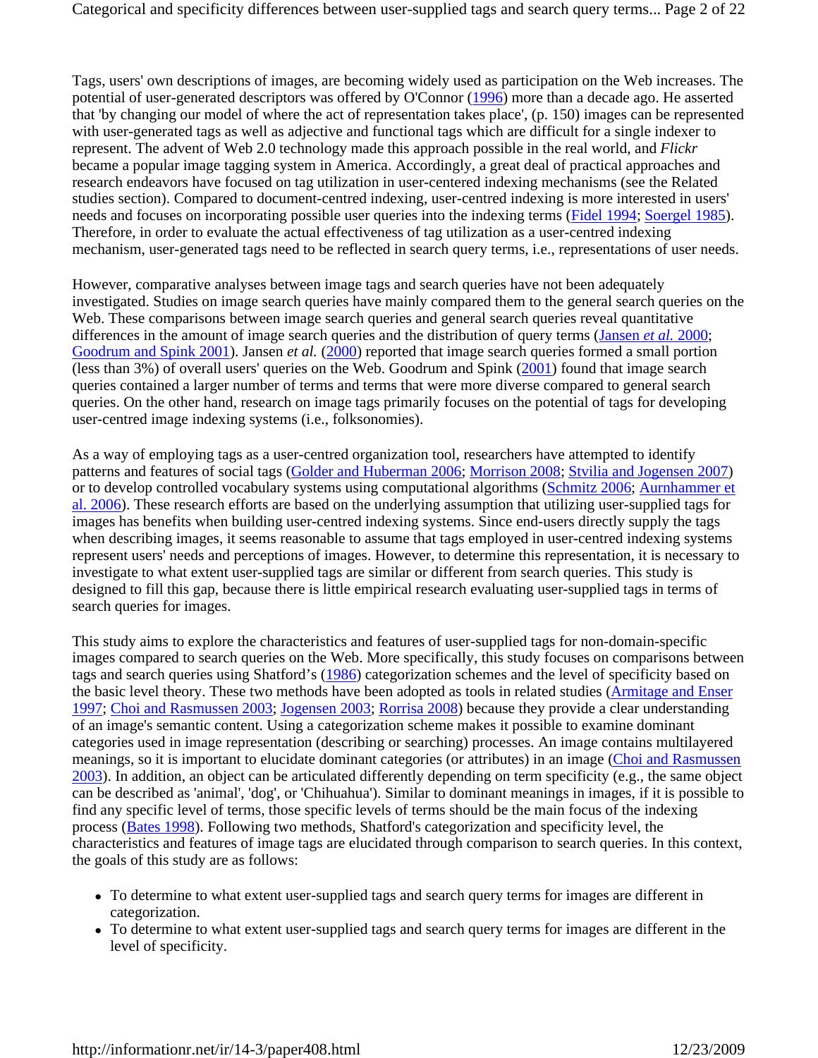Tags, users' own descriptions of images, are becoming widely used as participation on the Web increases. The potential of user-generated descriptors was offered by O'Connor (1996) more than a decade ago. He asserted that 'by changing our model of where the act of representation takes place', (p. 150) images can be represented with user-generated tags as well as adjective and functional tags which are difficult for a single indexer to represent. The advent of Web 2.0 technology made this approach possible in the real world, and *Flickr* became a popular image tagging system in America. Accordingly, a great deal of practical approaches and research endeavors have focused on tag utilization in user-centered indexing mechanisms (see the Related studies section). Compared to document-centred indexing, user-centred indexing is more interested in users' needs and focuses on incorporating possible user queries into the indexing terms (Fidel 1994; Soergel 1985). Therefore, in order to evaluate the actual effectiveness of tag utilization as a user-centred indexing mechanism, user-generated tags need to be reflected in search query terms, i.e., representations of user needs.

However, comparative analyses between image tags and search queries have not been adequately investigated. Studies on image search queries have mainly compared them to the general search queries on the Web. These comparisons between image search queries and general search queries reveal quantitative differences in the amount of image search queries and the distribution of query terms (Jansen *et al.* 2000; Goodrum and Spink 2001). Jansen *et al.* (2000) reported that image search queries formed a small portion (less than 3%) of overall users' queries on the Web. Goodrum and Spink (2001) found that image search queries contained a larger number of terms and terms that were more diverse compared to general search queries. On the other hand, research on image tags primarily focuses on the potential of tags for developing user-centred image indexing systems (i.e., folksonomies).

As a way of employing tags as a user-centred organization tool, researchers have attempted to identify patterns and features of social tags (Golder and Huberman 2006; Morrison 2008; Stvilia and Jogensen 2007) or to develop controlled vocabulary systems using computational algorithms (Schmitz 2006; Aurnhammer et al. 2006). These research efforts are based on the underlying assumption that utilizing user-supplied tags for images has benefits when building user-centred indexing systems. Since end-users directly supply the tags when describing images, it seems reasonable to assume that tags employed in user-centred indexing systems represent users' needs and perceptions of images. However, to determine this representation, it is necessary to investigate to what extent user-supplied tags are similar or different from search queries. This study is designed to fill this gap, because there is little empirical research evaluating user-supplied tags in terms of search queries for images.

This study aims to explore the characteristics and features of user-supplied tags for non-domain-specific images compared to search queries on the Web. More specifically, this study focuses on comparisons between tags and search queries using Shatford's (1986) categorization schemes and the level of specificity based on the basic level theory. These two methods have been adopted as tools in related studies (Armitage and Enser 1997; Choi and Rasmussen 2003; Jogensen 2003; Rorrisa 2008) because they provide a clear understanding of an image's semantic content. Using a categorization scheme makes it possible to examine dominant categories used in image representation (describing or searching) processes. An image contains multilayered meanings, so it is important to elucidate dominant categories (or attributes) in an image (Choi and Rasmussen 2003). In addition, an object can be articulated differently depending on term specificity (e.g., the same object can be described as 'animal', 'dog', or 'Chihuahua'). Similar to dominant meanings in images, if it is possible to find any specific level of terms, those specific levels of terms should be the main focus of the indexing process (Bates 1998). Following two methods, Shatford's categorization and specificity level, the characteristics and features of image tags are elucidated through comparison to search queries. In this context, the goals of this study are as follows:

- To determine to what extent user-supplied tags and search query terms for images are different in categorization.
- To determine to what extent user-supplied tags and search query terms for images are different in the level of specificity.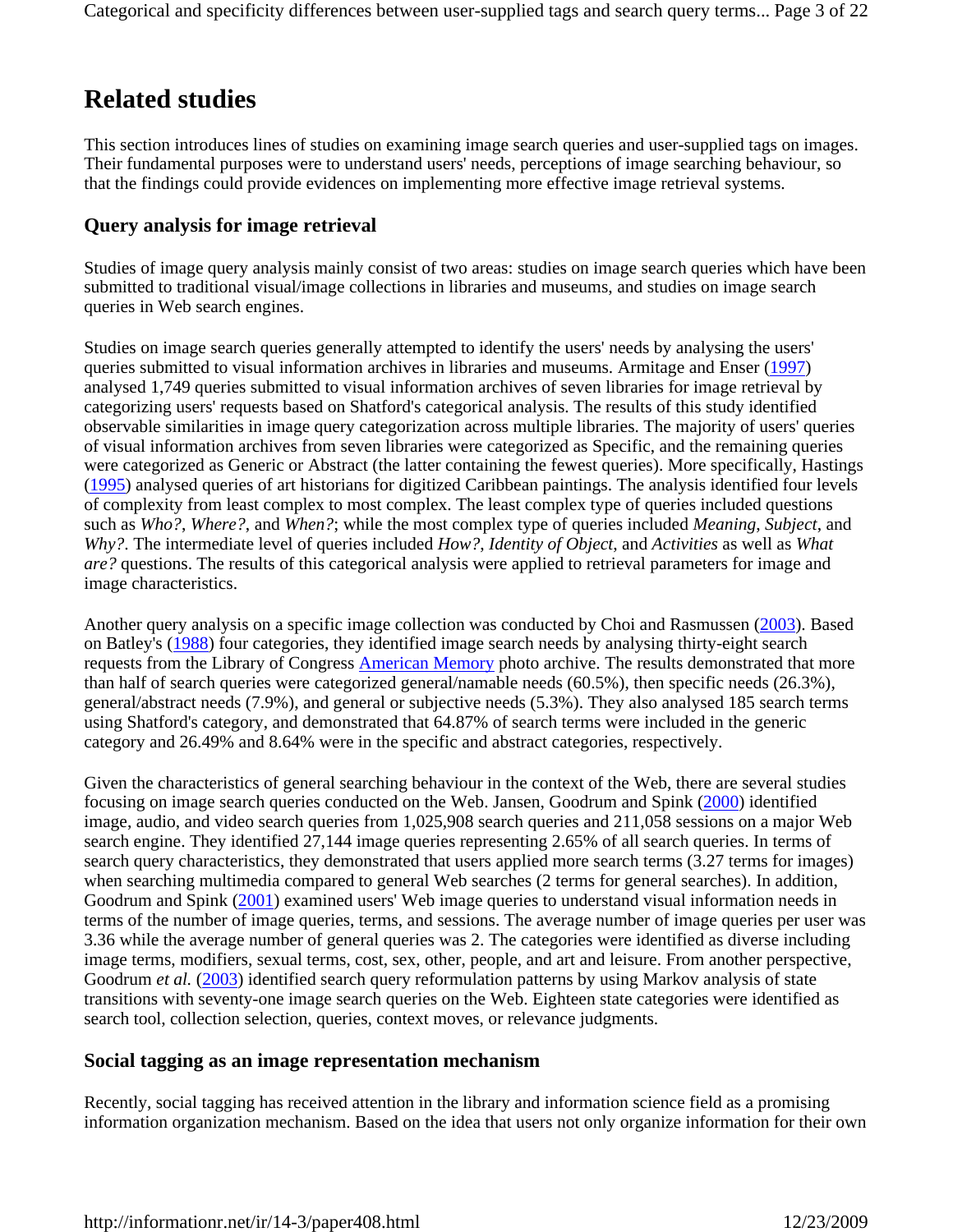## Related studies

This section introduces lines of studies on examining image search queries and user-supplied tags on images. Their fundamental purposes were to understand users' needs, perceptions of image searching behaviour, so that the findings could provide evidences on implementing more effective image retrieval systems.

### Query analysis for image retrieval

Studies of image query analysis mainly consist of two areas: studies on image search queries which have been submitted to traditional visual/image collections in libraries and museums, and studies on image search queries in Web search engines.

Studies on image search queries generally attempted to identify the users' needs by analysing the users' queries submitted to visual information archives in libraries and museums. Armitage and Enser (1997) analysed 1,749 queries submitted to visual information archives of seven libraries for image retrieval by categorizing users' requests based on Shatford's categorical analysis. The results of this study identified observable similarities in image query categorization across multiple libraries. The majority of users' queries of visual information archives from seven libraries were categorized as Specific, and the remaining queries were categorized as Generic or Abstract (the latter containing the fewest queries). More specifically, Hastings (1995) analysed queries of art historians for digitized Caribbean paintings. The analysis identified four levels of complexity from least complex to most complex. The least complex type of queries included questions such as *Who?*, *Where?*, and *When?*; while the most complex type of queries included *Meaning*, *Subject*, and *Why?*. The intermediate level of queries included *How?*, *Identity of Object*, and *Activities* as well as *What are?* questions. The results of this categorical analysis were applied to retrieval parameters for image and image characteristics.

Another query analysis on a specific image collection was conducted by Choi and Rasmussen (2003). Based on Batley's (1988) four categories, they identified image search needs by analysing thirty-eight search requests from the Library of Congress American Memory photo archive. The results demonstrated that more than half of search queries were categorized general/namable needs (60.5%), then specific needs (26.3%), general/abstract needs (7.9%), and general or subjective needs (5.3%). They also analysed 185 search terms using Shatford's category, and demonstrated that 64.87% of search terms were included in the generic category and 26.49% and 8.64% were in the specific and abstract categories, respectively.

Given the characteristics of general searching behaviour in the context of the Web, there are several studies focusing on image search queries conducted on the Web. Jansen, Goodrum and Spink (2000) identified image, audio, and video search queries from 1,025,908 search queries and 211,058 sessions on a major Web search engine. They identified 27,144 image queries representing 2.65% of all search queries. In terms of search query characteristics, they demonstrated that users applied more search terms (3.27 terms for images) when searching multimedia compared to general Web searches (2 terms for general searches). In addition, Goodrum and Spink (2001) examined users' Web image queries to understand visual information needs in terms of the number of image queries, terms, and sessions. The average number of image queries per user was 3.36 while the average number of general queries was 2. The categories were identified as diverse including image terms, modifiers, sexual terms, cost, sex, other, people, and art and leisure. From another perspective, Goodrum *et al.* (2003) identified search query reformulation patterns by using Markov analysis of state transitions with seventy-one image search queries on the Web. Eighteen state categories were identified as search tool, collection selection, queries, context moves, or relevance judgments.

### Social tagging as an image representation mechanism

Recently, social tagging has received attention in the library and information science field as a promising information organization mechanism. Based on the idea that users not only organize information for their own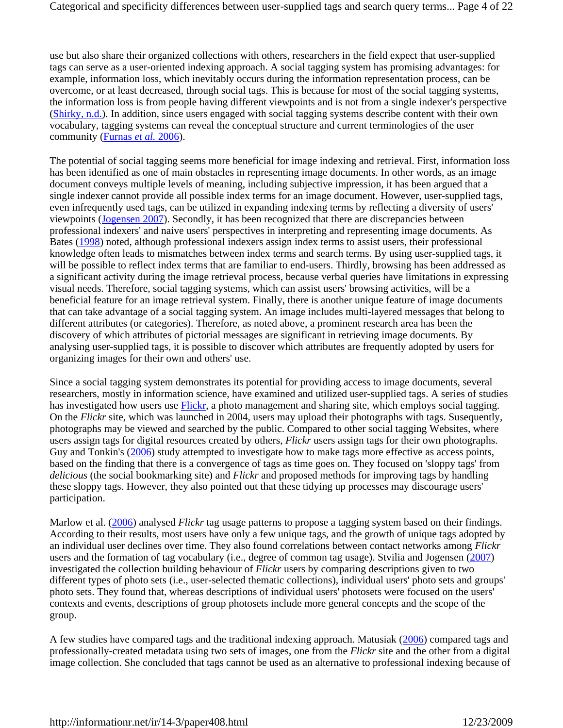use but also share their organized collections with others, researchers in the field expect that user-supplied tags can serve as a user-oriented indexing approach. A social tagging system has promising advantages: for example, information loss, which inevitably occurs during the information representation process, can be overcome, or at least decreased, through social tags. This is because for most of the social tagging systems, the information loss is from people having different viewpoints and is not from a single indexer's perspective (Shirky, n.d.). In addition, since users engaged with social tagging systems describe content with their own vocabulary, tagging systems can reveal the conceptual structure and current terminologies of the user community (Furnas *et al.* 2006).

The potential of social tagging seems more beneficial for image indexing and retrieval. First, information loss has been identified as one of main obstacles in representing image documents. In other words, as an image document conveys multiple levels of meaning, including subjective impression, it has been argued that a single indexer cannot provide all possible index terms for an image document. However, user-supplied tags, even infrequently used tags, can be utilized in expanding indexing terms by reflecting a diversity of users' viewpoints (Jogensen 2007). Secondly, it has been recognized that there are discrepancies between professional indexers' and naive users' perspectives in interpreting and representing image documents. As Bates (1998) noted, although professional indexers assign index terms to assist users, their professional knowledge often leads to mismatches between index terms and search terms. By using user-supplied tags, it will be possible to reflect index terms that are familiar to end-users. Thirdly, browsing has been addressed as a significant activity during the image retrieval process, because verbal queries have limitations in expressing visual needs. Therefore, social tagging systems, which can assist users' browsing activities, will be a beneficial feature for an image retrieval system. Finally, there is another unique feature of image documents that can take advantage of a social tagging system. An image includes multi-layered messages that belong to different attributes (or categories). Therefore, as noted above, a prominent research area has been the discovery of which attributes of pictorial messages are significant in retrieving image documents. By analysing user-supplied tags, it is possible to discover which attributes are frequently adopted by users for organizing images for their own and others' use.

Since a social tagging system demonstrates its potential for providing access to image documents, several researchers, mostly in information science, have examined and utilized user-supplied tags. A series of studies has investigated how users use Flickr, a photo management and sharing site, which employs social tagging. On the *Flickr* site, which was launched in 2004, users may upload their photographs with tags. Susequently, photographs may be viewed and searched by the public. Compared to other social tagging Websites, where users assign tags for digital resources created by others, *Flickr* users assign tags for their own photographs. Guy and Tonkin's (2006) study attempted to investigate how to make tags more effective as access points, based on the finding that there is a convergence of tags as time goes on. They focused on 'sloppy tags' from *delicious* (the social bookmarking site) and *Flickr* and proposed methods for improving tags by handling these sloppy tags. However, they also pointed out that these tidying up processes may discourage users' participation.

Marlow et al. (2006) analysed *Flickr* tag usage patterns to propose a tagging system based on their findings. According to their results, most users have only a few unique tags, and the growth of unique tags adopted by an individual user declines over time. They also found correlations between contact networks among *Flickr* users and the formation of tag vocabulary (i.e., degree of common tag usage). Stvilia and Jogensen (2007) investigated the collection building behaviour of *Flickr* users by comparing descriptions given to two different types of photo sets (i.e., user-selected thematic collections), individual users' photo sets and groups' photo sets. They found that, whereas descriptions of individual users' photosets were focused on the users' contexts and events, descriptions of group photosets include more general concepts and the scope of the group.

A few studies have compared tags and the traditional indexing approach. Matusiak (2006) compared tags and professionally-created metadata using two sets of images, one from the *Flickr* site and the other from a digital image collection. She concluded that tags cannot be used as an alternative to professional indexing because of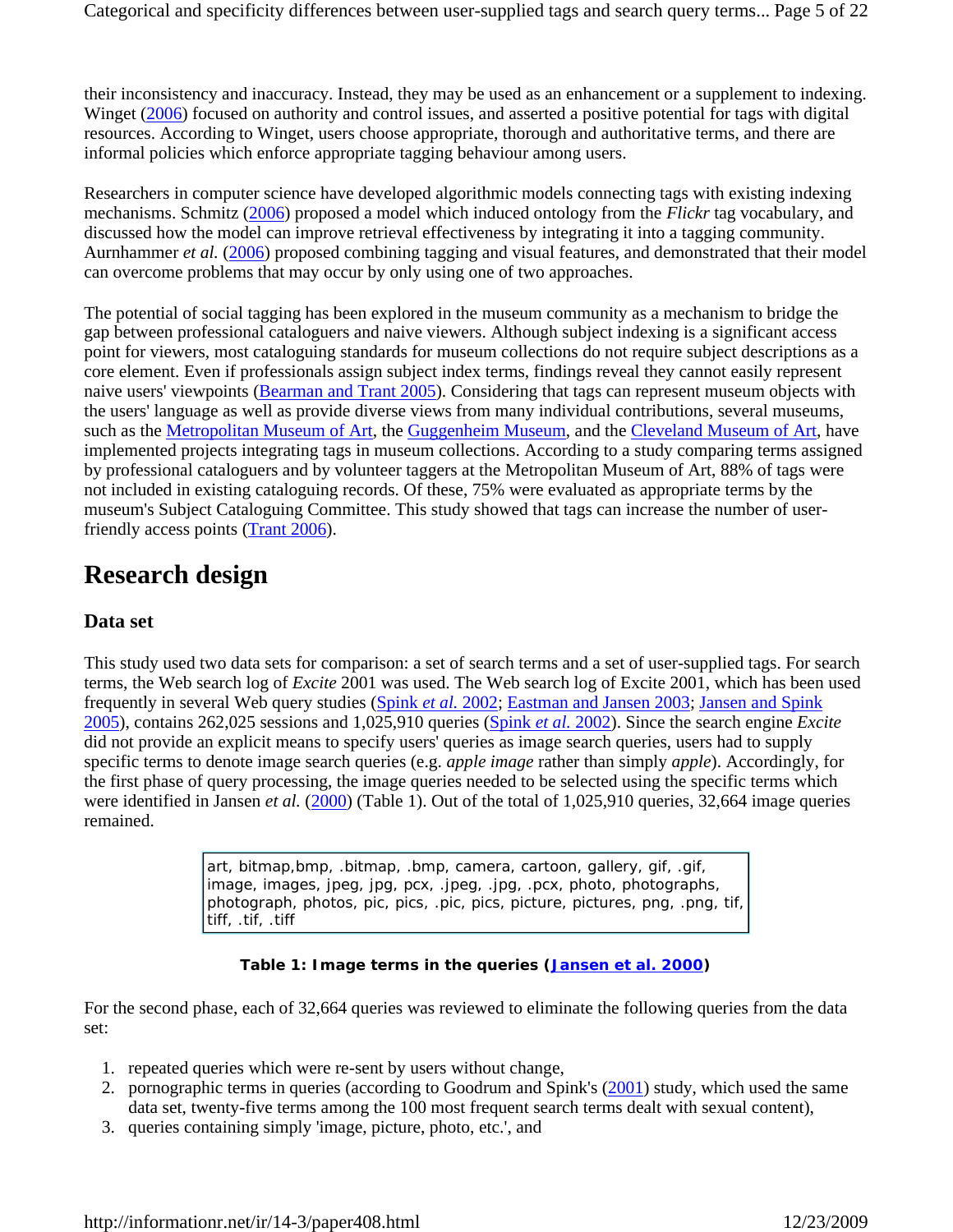their inconsistency and inaccuracy. Instead, they may be used as an enhancement or a supplement to indexing. Winget (2006) focused on authority and control issues, and asserted a positive potential for tags with digital resources. According to Winget, users choose appropriate, thorough and authoritative terms, and there are informal policies which enforce appropriate tagging behaviour among users.

Researchers in computer science have developed algorithmic models connecting tags with existing indexing mechanisms. Schmitz (2006) proposed a model which induced ontology from the *Flickr* tag vocabulary, and discussed how the model can improve retrieval effectiveness by integrating it into a tagging community. Aurnhammer *et al.* (2006) proposed combining tagging and visual features, and demonstrated that their model can overcome problems that may occur by only using one of two approaches.

The potential of social tagging has been explored in the museum community as a mechanism to bridge the gap between professional cataloguers and naive viewers. Although subject indexing is a significant access point for viewers, most cataloguing standards for museum collections do not require subject descriptions as a core element. Even if professionals assign subject index terms, findings reveal they cannot easily represent naive users' viewpoints (Bearman and Trant 2005). Considering that tags can represent museum objects with the users' language as well as provide diverse views from many individual contributions, several museums, such as the Metropolitan Museum of Art, the Guggenheim Museum, and the Cleveland Museum of Art, have implemented projects integrating tags in museum collections. According to a study comparing terms assigned by professional cataloguers and by volunteer taggers at the Metropolitan Museum of Art, 88% of tags were not included in existing cataloguing records. Of these, 75% were evaluated as appropriate terms by the museum's Subject Cataloguing Committee. This study showed that tags can increase the number of user-friendly access points (Trant 2006).

## Research design

### Data set

This study used two data sets for comparison: a set of search terms and a set of user-supplied tags. For search terms, the Web search log of *Excite* 2001 was used. The Web search log of Excite 2001, which has been used frequently in several Web query studies (Spink *et al.* 2002; Eastman and Jansen 2003; Jansen and Spink 2005), contains 262,025 sessions and 1,025,910 queries (Spink *et al.* 2002). Since the search engine *Excite* did not provide an explicit means to specify users' queries as image search queries, users had to supply specific terms to denote image search queries (e.g. *apple image* rather than simply *apple*). Accordingly, for the first phase of query processing, the image queries needed to be selected using the specific terms which were identified in Jansen *et al.* (2000) (Table 1). Out of the total of 1,025,910 queries, 32,664 image queries remained.

| art, bitmap,bmp, .bitmap, .bmp, camera, cartoon, gallery, gif, .gif, image, images, jpeg, jpg, pcx, .jpeg, .jpg, .pcx, photo, photographs, photograph, photos, pic, pics, .pic, pics, picture, pictures, png, .png, tif, tiff, .tif, .tiff |
|---|

**Table 1: Image terms in the queries (Jansen et al. 2000)**

For the second phase, each of 32,664 queries was reviewed to eliminate the following queries from the data set:

1. repeated queries which were re-sent by users without change,
2. pornographic terms in queries (according to Goodrum and Spink's (2001) study, which used the same data set, twenty-five terms among the 100 most frequent search terms dealt with sexual content),
3. queries containing simply 'image, picture, photo, etc.', and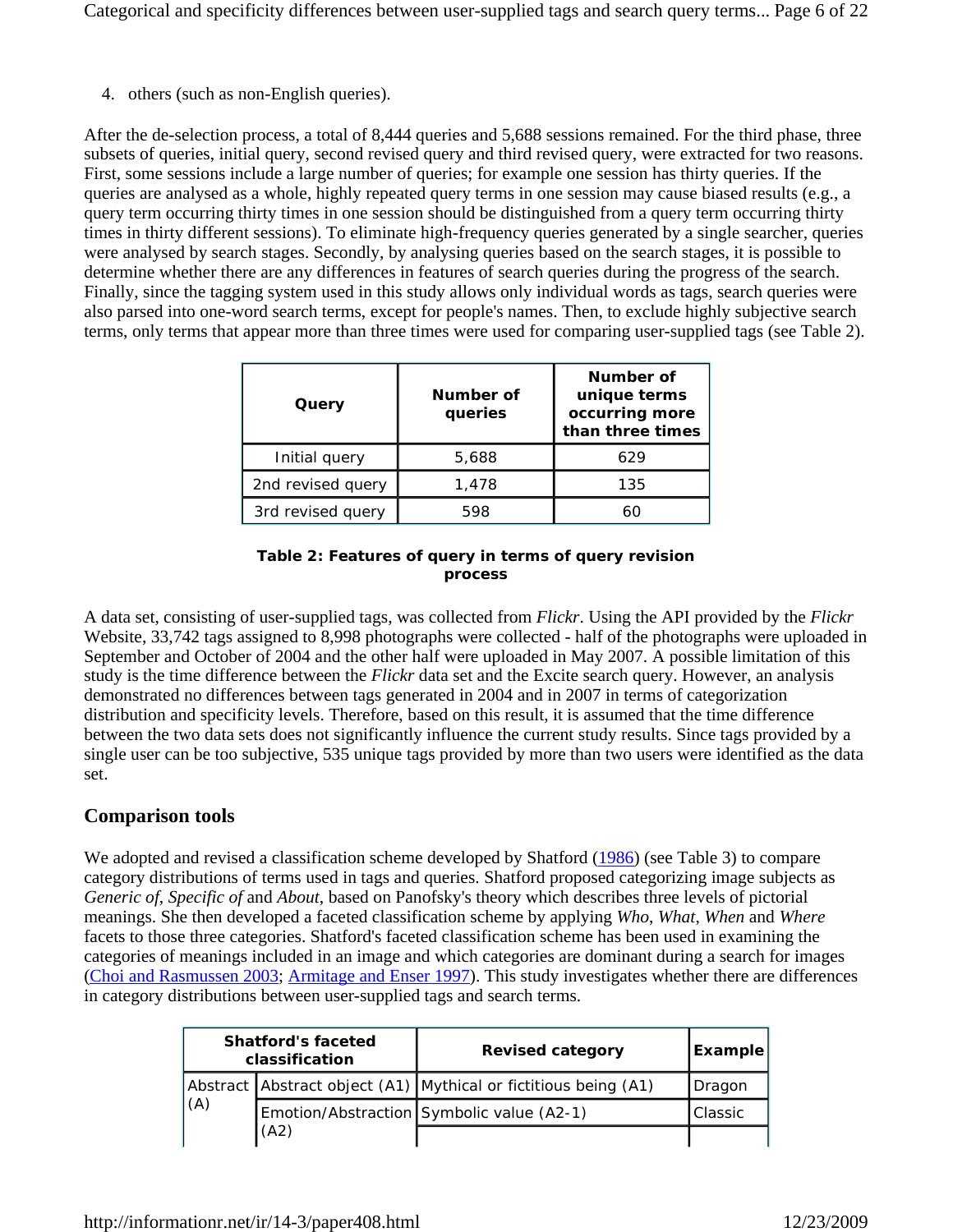4. others (such as non-English queries).

After the de-selection process, a total of 8,444 queries and 5,688 sessions remained. For the third phase, three subsets of queries, initial query, second revised query and third revised query, were extracted for two reasons. First, some sessions include a large number of queries; for example one session has thirty queries. If the queries are analysed as a whole, highly repeated query terms in one session may cause biased results (e.g., a query term occurring thirty times in one session should be distinguished from a query term occurring thirty times in thirty different sessions). To eliminate high-frequency queries generated by a single searcher, queries were analysed by search stages. Secondly, by analysing queries based on the search stages, it is possible to determine whether there are any differences in features of search queries during the progress of the search. Finally, since the tagging system used in this study allows only individual words as tags, search queries were also parsed into one-word search terms, except for people's names. Then, to exclude highly subjective search terms, only terms that appear more than three times were used for comparing user-supplied tags (see Table 2).

| Query | Number of queries | Number of unique terms occurring more than three times |
|---|---|---|
| Initial query | 5,688 | 629 |
| 2nd revised query | 1,478 | 135 |
| 3rd revised query | 598 | 60 |

**Table 2: Features of query in terms of query revision process**

A data set, consisting of user-supplied tags, was collected from *Flickr*. Using the API provided by the *Flickr* Website, 33,742 tags assigned to 8,998 photographs were collected - half of the photographs were uploaded in September and October of 2004 and the other half were uploaded in May 2007. A possible limitation of this study is the time difference between the *Flickr* data set and the Excite search query. However, an analysis demonstrated no differences between tags generated in 2004 and in 2007 in terms of categorization distribution and specificity levels. Therefore, based on this result, it is assumed that the time difference between the two data sets does not significantly influence the current study results. Since tags provided by a single user can be too subjective, 535 unique tags provided by more than two users were identified as the data set.

## Comparison tools

We adopted and revised a classification scheme developed by Shatford (1986) (see Table 3) to compare category distributions of terms used in tags and queries. Shatford proposed categorizing image subjects as *Generic of*, *Specific of* and *About*, based on Panofsky's theory which describes three levels of pictorial meanings. She then developed a faceted classification scheme by applying *Who*, *What*, *When* and *Where* facets to those three categories. Shatford's faceted classification scheme has been used in examining the categories of meanings included in an image and which categories are dominant during a search for images (Choi and Rasmussen 2003; Armitage and Enser 1997). This study investigates whether there are differences in category distributions between user-supplied tags and search terms.

| Shatford's faceted classification | | Revised category | Example |
|---|---|---|---|
| Abstract (A) | Abstract object (A1) | Mythical or fictitious being (A1) | Dragon |
| | Emotion/Abstraction (A2) | Symbolic value (A2-1) | Classic |
| | | | |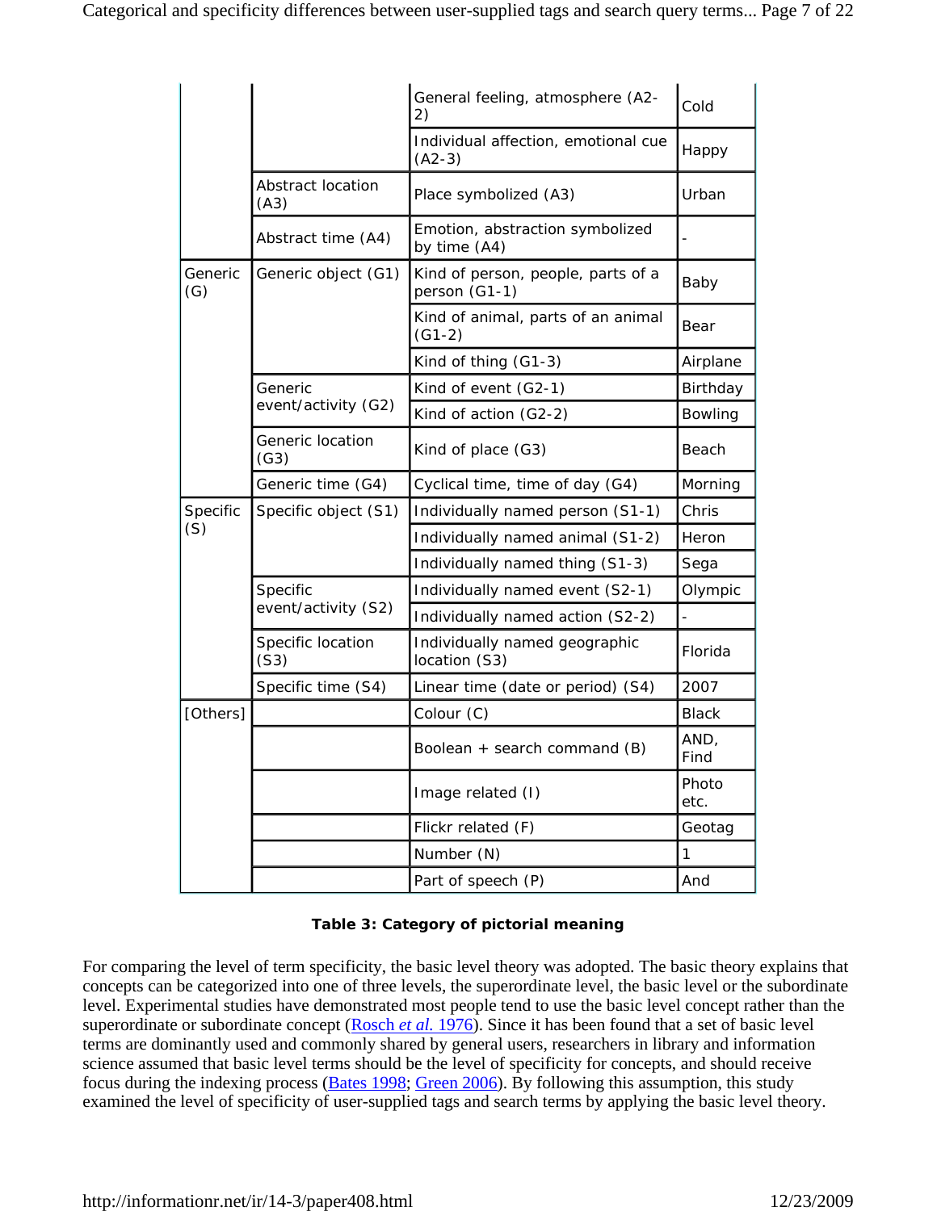| | | General feeling, atmosphere (A2-2) | Cold |
|---|---|---|---|
| | | Individual affection, emotional cue (A2-3) | Happy |
| | Abstract location (A3) | Place symbolized (A3) | Urban |
| | Abstract time (A4) | Emotion, abstraction symbolized by time (A4) | - |
| Generic (G) | Generic object (G1) | Kind of person, people, parts of a person (G1-1) | Baby |
| | | Kind of animal, parts of an animal (G1-2) | Bear |
| | | Kind of thing (G1-3) | Airplane |
| | Generic event/activity (G2) | Kind of event (G2-1) | Birthday |
| | | Kind of action (G2-2) | Bowling |
| | Generic location (G3) | Kind of place (G3) | Beach |
| | Generic time (G4) | Cyclical time, time of day (G4) | Morning |
| Specific (S) | Specific object (S1) | Individually named person (S1-1) | Chris |
| | | Individually named animal (S1-2) | Heron |
| | | Individually named thing (S1-3) | Sega |
| | Specific event/activity (S2) | Individually named event (S2-1) | Olympic |
| | | Individually named action (S2-2) | - |
| | Specific location (S3) | Individually named geographic location (S3) | Florida |
| | Specific time (S4) | Linear time (date or period) (S4) | 2007 |
| [Others] | | Colour (C) | Black |
| | | Boolean + search command (B) | AND, Find |
| | | Image related (I) | Photo etc. |
| | | Flickr related (F) | Geotag |
| | | Number (N) | 1 |
| | | Part of speech (P) | And |

**Table 3: Category of pictorial meaning**

For comparing the level of term specificity, the basic level theory was adopted. The basic theory explains that concepts can be categorized into one of three levels, the superordinate level, the basic level or the subordinate level. Experimental studies have demonstrated most people tend to use the basic level concept rather than the superordinate or subordinate concept (Rosch *et al.* 1976). Since it has been found that a set of basic level terms are dominantly used and commonly shared by general users, researchers in library and information science assumed that basic level terms should be the level of specificity for concepts, and should receive focus during the indexing process (Bates 1998; Green 2006). By following this assumption, this study examined the level of specificity of user-supplied tags and search terms by applying the basic level theory.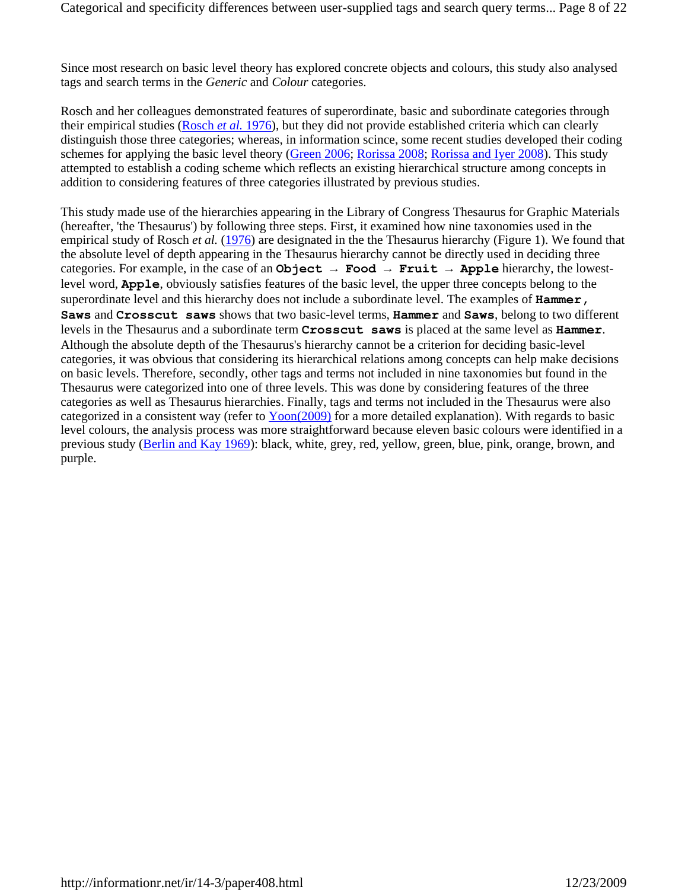Since most research on basic level theory has explored concrete objects and colours, this study also analysed tags and search terms in the *Generic* and *Colour* categories.

Rosch and her colleagues demonstrated features of superordinate, basic and subordinate categories through their empirical studies (Rosch *et al.* 1976), but they did not provide established criteria which can clearly distinguish those three categories; whereas, in information scince, some recent studies developed their coding schemes for applying the basic level theory (Green 2006; Rorissa 2008; Rorissa and Iyer 2008). This study attempted to establish a coding scheme which reflects an existing hierarchical structure among concepts in addition to considering features of three categories illustrated by previous studies.

This study made use of the hierarchies appearing in the Library of Congress Thesaurus for Graphic Materials (hereafter, 'the Thesaurus') by following three steps. First, it examined how nine taxonomies used in the empirical study of Rosch *et al.* (1976) are designated in the the Thesaurus hierarchy (Figure 1). We found that the absolute level of depth appearing in the Thesaurus hierarchy cannot be directly used in deciding three categories. For example, in the case of an `Object → Food → Fruit → Apple` hierarchy, the lowest-level word, `Apple`, obviously satisfies features of the basic level, the upper three concepts belong to the superordinate level and this hierarchy does not include a subordinate level. The examples of `Hammer`, `Saws` and `Crosscut saws` shows that two basic-level terms, `Hammer` and `Saws`, belong to two different levels in the Thesaurus and a subordinate term `Crosscut saws` is placed at the same level as `Hammer`. Although the absolute depth of the Thesaurus's hierarchy cannot be a criterion for deciding basic-level categories, it was obvious that considering its hierarchical relations among concepts can help make decisions on basic levels. Therefore, secondly, other tags and terms not included in nine taxonomies but found in the Thesaurus were categorized into one of three levels. This was done by considering features of the three categories as well as Thesaurus hierarchies. Finally, tags and terms not included in the Thesaurus were also categorized in a consistent way (refer to Yoon(2009) for a more detailed explanation). With regards to basic level colours, the analysis process was more straightforward because eleven basic colours were identified in a previous study (Berlin and Kay 1969): black, white, grey, red, yellow, green, blue, pink, orange, brown, and purple.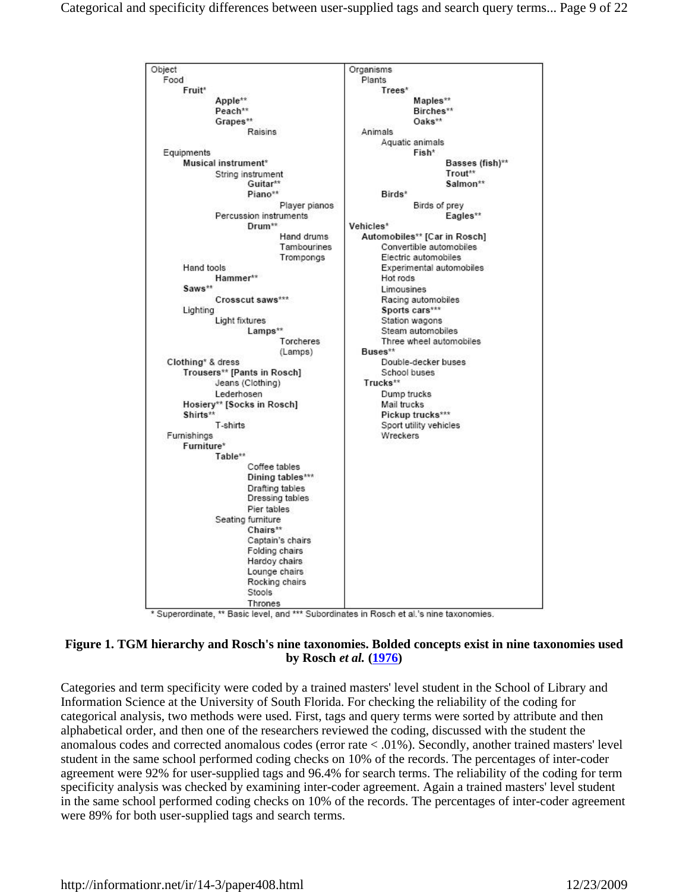| Object | Organisms |
|---|---|
| Food | Plants |
| **Fruit*** | **Trees*** |
| **Apple**** | **Maples**** |
| **Peach**** | **Birches**** |
| **Grapes**** | **Oaks**** |
| Raisins | Animals |
| | Aquatic animals |
| Equipments | **Fish*** |
| **Musical instrument*** | **Basses (fish)**** |
| String instrument | **Trout**** |
| **Guitar**** | **Salmon**** |
| **Piano**** | **Birds*** |
| Player pianos | Birds of prey |
| Percussion instruments | **Eagles**** |
| **Drum**** | **Vehicles*** |
| Hand drums | **Automobiles** [Car in Rosch]** |
| Tambourines | Convertible automobiles |
| Trompongs | Electric automobiles |
| Hand tools | Experimental automobiles |
| **Hammer**** | Hot rods |
| **Saws**** | Limousines |
| **Crosscut saws***** | Racing automobiles |
| Lighting | **Sports cars***** |
| Light fixtures | Station wagons |
| **Lamps**** | Steam automobiles |
| Torcheres | Three wheel automobiles |
| (Lamps) | **Buses**** |
| **Clothing*** & dress | Double-decker buses |
| **Trousers** [Pants in Rosch]** | School buses |
| Jeans (Clothing) | **Trucks**** |
| Lederhosen | Dump trucks |
| **Hosiery** [Socks in Rosch]** | Mail trucks |
| **Shirts**** | **Pickup trucks***** |
| T-shirts | Sport utility vehicles |
| Furnishings | Wreckers |
| **Furniture*** | |
| **Table**** | |
| Coffee tables | |
| **Dining tables***** | |
| Drafting tables | |
| Dressing tables | |
| Pier tables | |
| Seating furniture | |
| **Chairs**** | |
| Captain's chairs | |
| Folding chairs | |
| Hardoy chairs | |
| Lounge chairs | |
| Rocking chairs | |
| Stools | |
| Thrones | |

\* Superordinate, ** Basic level, and *** Subordinates in Rosch et al.'s nine taxonomies.

**Figure 1. TGM hierarchy and Rosch's nine taxonomies. Bolded concepts exist in nine taxonomies used by Rosch *et al.* (1976)**

Categories and term specificity were coded by a trained masters' level student in the School of Library and Information Science at the University of South Florida. For checking the reliability of the coding for categorical analysis, two methods were used. First, tags and query terms were sorted by attribute and then alphabetical order, and then one of the researchers reviewed the coding, discussed with the student the anomalous codes and corrected anomalous codes (error rate < .01%). Secondly, another trained masters' level student in the same school performed coding checks on 10% of the records. The percentages of inter-coder agreement were 92% for user-supplied tags and 96.4% for search terms. The reliability of the coding for term specificity analysis was checked by examining inter-coder agreement. Again a trained masters' level student in the same school performed coding checks on 10% of the records. The percentages of inter-coder agreement were 89% for both user-supplied tags and search terms.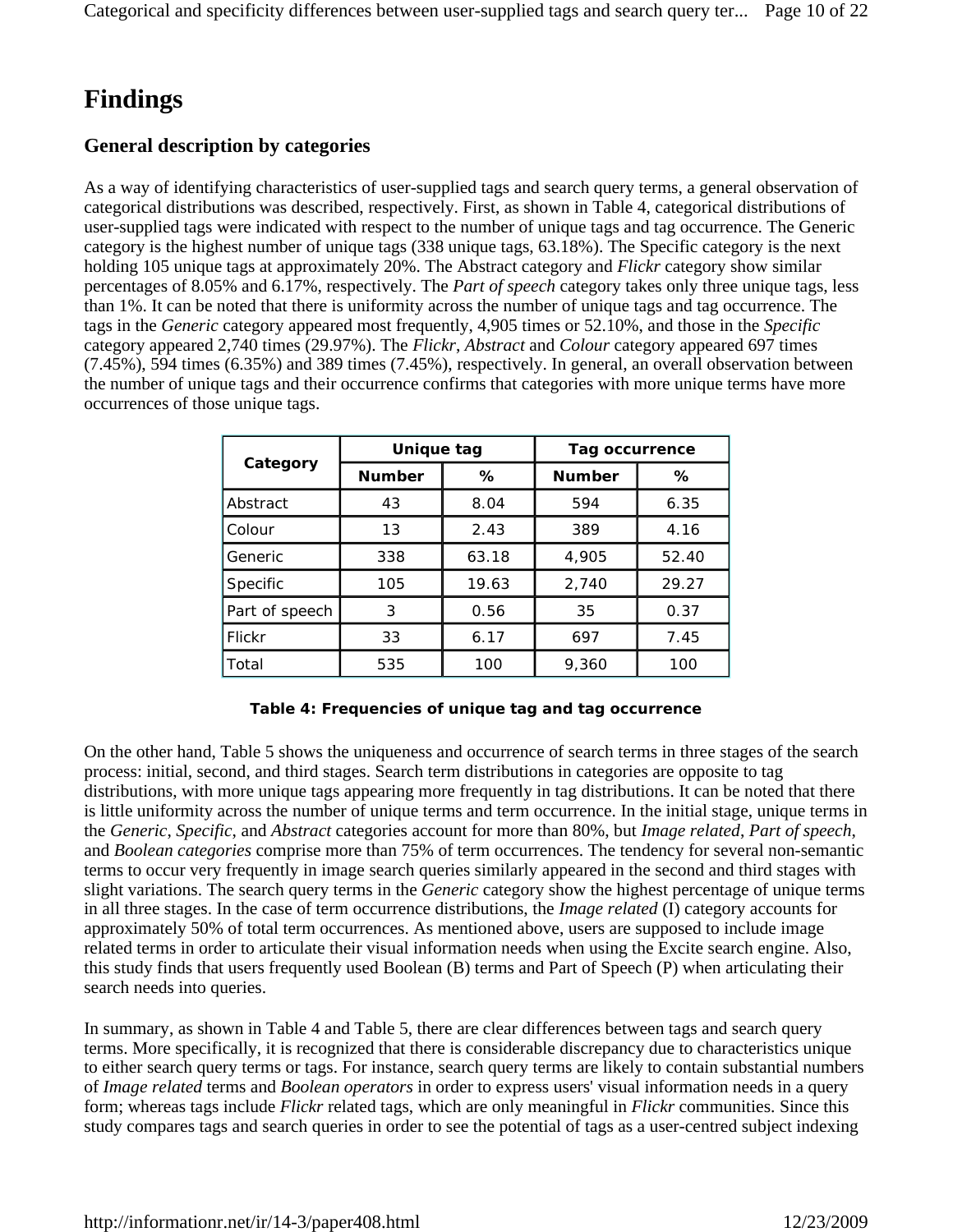# Findings

## General description by categories

As a way of identifying characteristics of user-supplied tags and search query terms, a general observation of categorical distributions was described, respectively. First, as shown in Table 4, categorical distributions of user-supplied tags were indicated with respect to the number of unique tags and tag occurrence. The Generic category is the highest number of unique tags (338 unique tags, 63.18%). The Specific category is the next holding 105 unique tags at approximately 20%. The Abstract category and *Flickr* category show similar percentages of 8.05% and 6.17%, respectively. The *Part of speech* category takes only three unique tags, less than 1%. It can be noted that there is uniformity across the number of unique tags and tag occurrence. The tags in the *Generic* category appeared most frequently, 4,905 times or 52.10%, and those in the *Specific* category appeared 2,740 times (29.97%). The *Flickr*, *Abstract* and *Colour* category appeared 697 times (7.45%), 594 times (6.35%) and 389 times (7.45%), respectively. In general, an overall observation between the number of unique tags and their occurrence confirms that categories with more unique terms have more occurrences of those unique tags.

| Category | Unique tag | | Tag occurrence | |
|---|---|---|---|---|
| | Number | % | Number | % |
| Abstract | 43 | 8.04 | 594 | 6.35 |
| Colour | 13 | 2.43 | 389 | 4.16 |
| Generic | 338 | 63.18 | 4,905 | 52.40 |
| Specific | 105 | 19.63 | 2,740 | 29.27 |
| Part of speech | 3 | 0.56 | 35 | 0.37 |
| Flickr | 33 | 6.17 | 697 | 7.45 |
| Total | 535 | 100 | 9,360 | 100 |

**Table 4: Frequencies of unique tag and tag occurrence**

On the other hand, Table 5 shows the uniqueness and occurrence of search terms in three stages of the search process: initial, second, and third stages. Search term distributions in categories are opposite to tag distributions, with more unique tags appearing more frequently in tag distributions. It can be noted that there is little uniformity across the number of unique terms and term occurrence. In the initial stage, unique terms in the *Generic*, *Specific*, and *Abstract* categories account for more than 80%, but *Image related*, *Part of speech*, and *Boolean categories* comprise more than 75% of term occurrences. The tendency for several non-semantic terms to occur very frequently in image search queries similarly appeared in the second and third stages with slight variations. The search query terms in the *Generic* category show the highest percentage of unique terms in all three stages. In the case of term occurrence distributions, the *Image related* (I) category accounts for approximately 50% of total term occurrences. As mentioned above, users are supposed to include image related terms in order to articulate their visual information needs when using the Excite search engine. Also, this study finds that users frequently used Boolean (B) terms and Part of Speech (P) when articulating their search needs into queries.

In summary, as shown in Table 4 and Table 5, there are clear differences between tags and search query terms. More specifically, it is recognized that there is considerable discrepancy due to characteristics unique to either search query terms or tags. For instance, search query terms are likely to contain substantial numbers of *Image related* terms and *Boolean operators* in order to express users' visual information needs in a query form; whereas tags include *Flickr* related tags, which are only meaningful in *Flickr* communities. Since this study compares tags and search queries in order to see the potential of tags as a user-centred subject indexing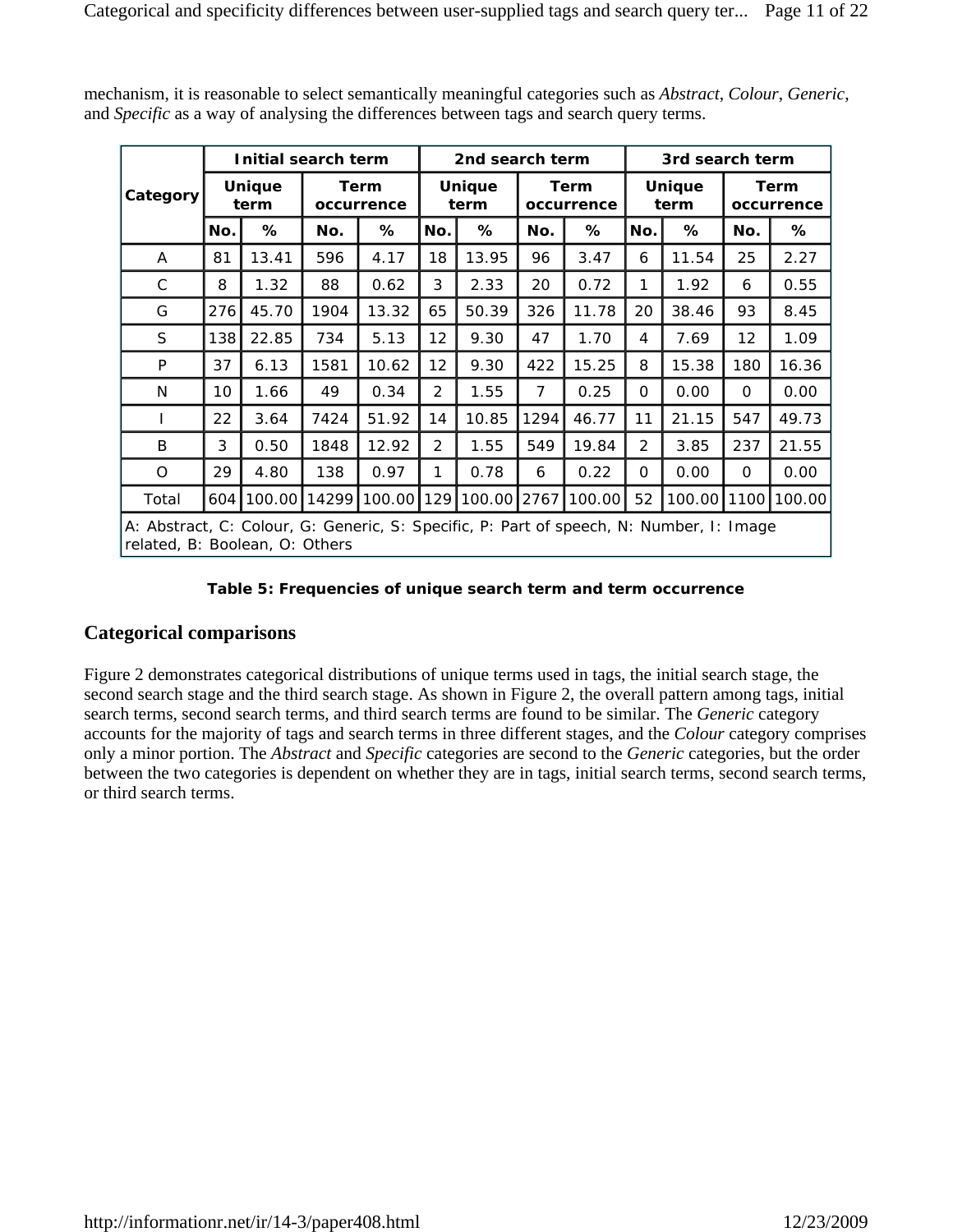mechanism, it is reasonable to select semantically meaningful categories such as *Abstract*, *Colour*, *Generic*, and *Specific* as a way of analysing the differences between tags and search query terms.

| Category | Initial search term | | | | 2nd search term | | | | 3rd search term | | | |
|---|---|---|---|---|---|---|---|---|---|---|---|---|
| | Unique term | | Term occurrence | | Unique term | | Term occurrence | | Unique term | | Term occurrence | |
| | No. | % | No. | % | No. | % | No. | % | No. | % | No. | % |
| A | 81 | 13.41 | 596 | 4.17 | 18 | 13.95 | 96 | 3.47 | 6 | 11.54 | 25 | 2.27 |
| C | 8 | 1.32 | 88 | 0.62 | 3 | 2.33 | 20 | 0.72 | 1 | 1.92 | 6 | 0.55 |
| G | 276 | 45.70 | 1904 | 13.32 | 65 | 50.39 | 326 | 11.78 | 20 | 38.46 | 93 | 8.45 |
| S | 138 | 22.85 | 734 | 5.13 | 12 | 9.30 | 47 | 1.70 | 4 | 7.69 | 12 | 1.09 |
| P | 37 | 6.13 | 1581 | 10.62 | 12 | 9.30 | 422 | 15.25 | 8 | 15.38 | 180 | 16.36 |
| N | 10 | 1.66 | 49 | 0.34 | 2 | 1.55 | 7 | 0.25 | 0 | 0.00 | 0 | 0.00 |
| I | 22 | 3.64 | 7424 | 51.92 | 14 | 10.85 | 1294 | 46.77 | 11 | 21.15 | 547 | 49.73 |
| B | 3 | 0.50 | 1848 | 12.92 | 2 | 1.55 | 549 | 19.84 | 2 | 3.85 | 237 | 21.55 |
| O | 29 | 4.80 | 138 | 0.97 | 1 | 0.78 | 6 | 0.22 | 0 | 0.00 | 0 | 0.00 |
| Total | 604 | 100.00 | 14299 | 100.00 | 129 | 100.00 | 2767 | 100.00 | 52 | 100.00 | 1100 | 100.00 |

A: Abstract, C: Colour, G: Generic, S: Specific, P: Part of speech, N: Number, I: Image related, B: Boolean, O: Others

**Table 5: Frequencies of unique search term and term occurrence**

## Categorical comparisons

Figure 2 demonstrates categorical distributions of unique terms used in tags, the initial search stage, the second search stage and the third search stage. As shown in Figure 2, the overall pattern among tags, initial search terms, second search terms, and third search terms are found to be similar. The *Generic* category accounts for the majority of tags and search terms in three different stages, and the *Colour* category comprises only a minor portion. The *Abstract* and *Specific* categories are second to the *Generic* categories, but the order between the two categories is dependent on whether they are in tags, initial search terms, second search terms, or third search terms.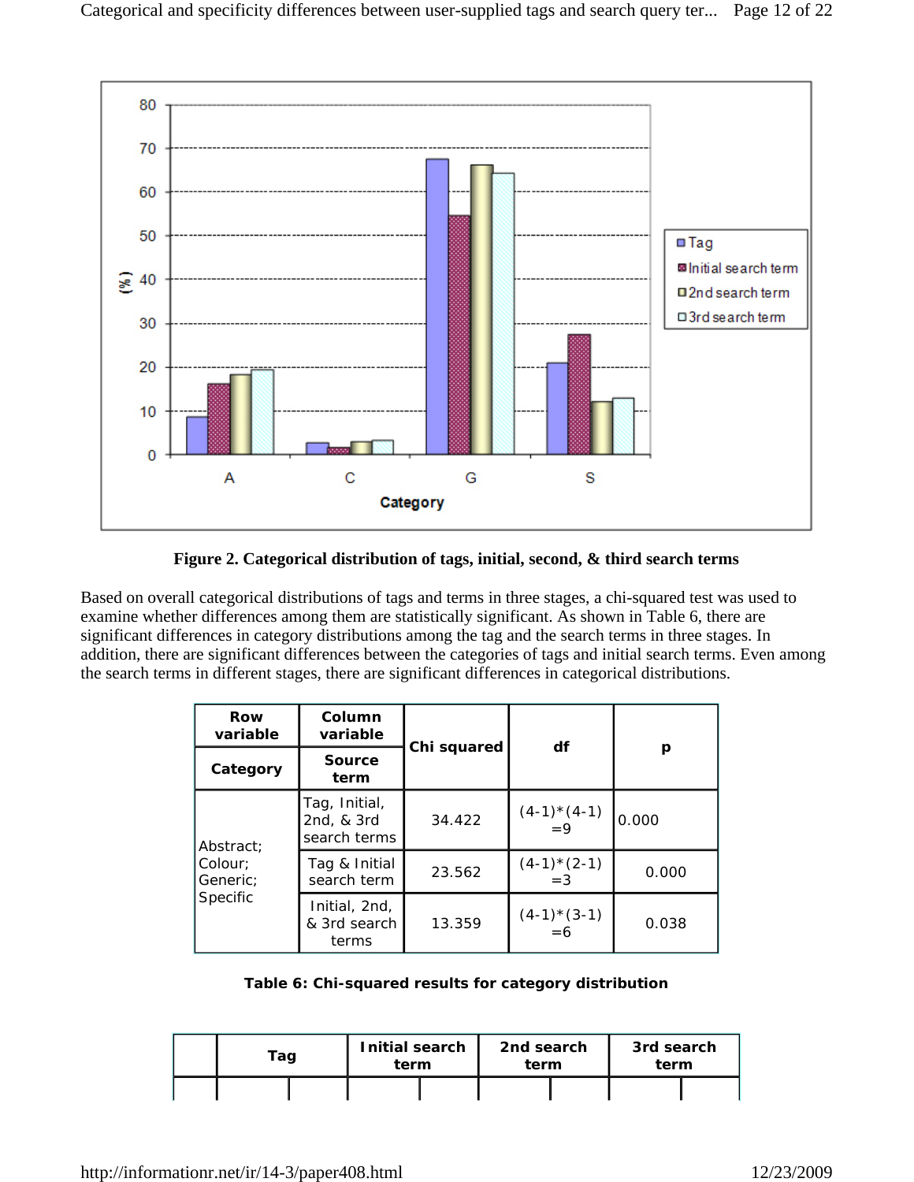**Figure 2. Categorical distribution of tags, initial, second, & third search terms**

Based on overall categorical distributions of tags and terms in three stages, a chi-squared test was used to examine whether differences among them are statistically significant. As shown in Table 6, there are significant differences in category distributions among the tag and the search terms in three stages. In addition, there are significant differences between the categories of tags and initial search terms. Even among the search terms in different stages, there are significant differences in categorical distributions.

| Row variable | Column variable | Chi squared | df | p |
|---|---|---|---|---|
| Category | Source term | | | |
| Abstract; Colour; Generic; Specific | Tag, Initial, 2nd, & 3rd search terms | 34.422 | (4-1)*(4-1) =9 | 0.000 |
| | Tag & Initial search term | 23.562 | (4-1)*(2-1) =3 | 0.000 |
| | Initial, 2nd, & 3rd search terms | 13.359 | (4-1)*(3-1) =6 | 0.038 |

**Table 6: Chi-squared results for category distribution**

| | Tag | | Initial search term | | 2nd search term | | 3rd search term | |
|---|---|---|---|---|---|---|---|---|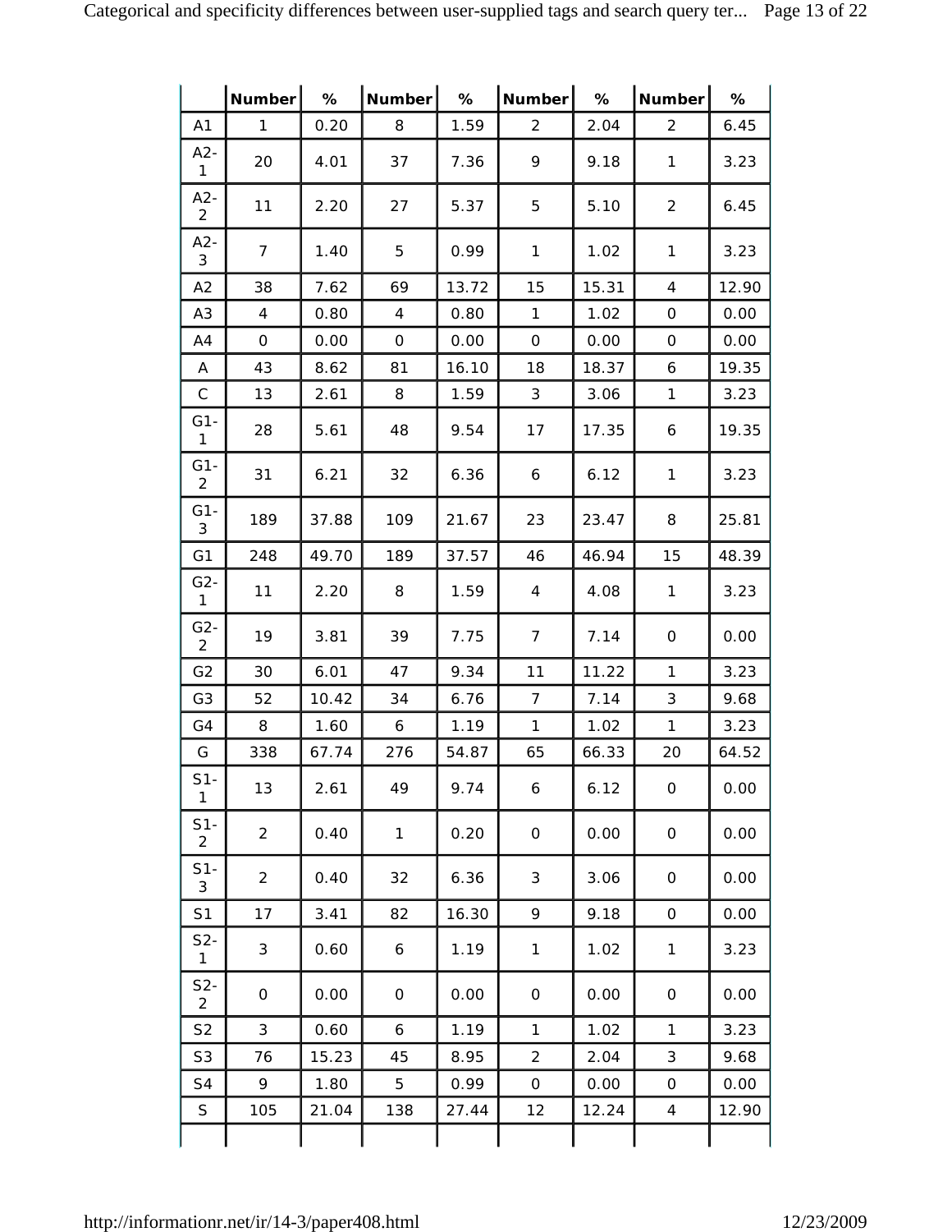|  | Number | % | Number | % | Number | % | Number | % |
| --- | --- | --- | --- | --- | --- | --- | --- | --- |
| A1 | 1 | 0.20 | 8 | 1.59 | 2 | 2.04 | 2 | 6.45 |
| A2-1 | 20 | 4.01 | 37 | 7.36 | 9 | 9.18 | 1 | 3.23 |
| A2-2 | 11 | 2.20 | 27 | 5.37 | 5 | 5.10 | 2 | 6.45 |
| A2-3 | 7 | 1.40 | 5 | 0.99 | 1 | 1.02 | 1 | 3.23 |
| A2 | 38 | 7.62 | 69 | 13.72 | 15 | 15.31 | 4 | 12.90 |
| A3 | 4 | 0.80 | 4 | 0.80 | 1 | 1.02 | 0 | 0.00 |
| A4 | 0 | 0.00 | 0 | 0.00 | 0 | 0.00 | 0 | 0.00 |
| A | 43 | 8.62 | 81 | 16.10 | 18 | 18.37 | 6 | 19.35 |
| C | 13 | 2.61 | 8 | 1.59 | 3 | 3.06 | 1 | 3.23 |
| G1-1 | 28 | 5.61 | 48 | 9.54 | 17 | 17.35 | 6 | 19.35 |
| G1-2 | 31 | 6.21 | 32 | 6.36 | 6 | 6.12 | 1 | 3.23 |
| G1-3 | 189 | 37.88 | 109 | 21.67 | 23 | 23.47 | 8 | 25.81 |
| G1 | 248 | 49.70 | 189 | 37.57 | 46 | 46.94 | 15 | 48.39 |
| G2-1 | 11 | 2.20 | 8 | 1.59 | 4 | 4.08 | 1 | 3.23 |
| G2-2 | 19 | 3.81 | 39 | 7.75 | 7 | 7.14 | 0 | 0.00 |
| G2 | 30 | 6.01 | 47 | 9.34 | 11 | 11.22 | 1 | 3.23 |
| G3 | 52 | 10.42 | 34 | 6.76 | 7 | 7.14 | 3 | 9.68 |
| G4 | 8 | 1.60 | 6 | 1.19 | 1 | 1.02 | 1 | 3.23 |
| G | 338 | 67.74 | 276 | 54.87 | 65 | 66.33 | 20 | 64.52 |
| S1-1 | 13 | 2.61 | 49 | 9.74 | 6 | 6.12 | 0 | 0.00 |
| S1-2 | 2 | 0.40 | 1 | 0.20 | 0 | 0.00 | 0 | 0.00 |
| S1-3 | 2 | 0.40 | 32 | 6.36 | 3 | 3.06 | 0 | 0.00 |
| S1 | 17 | 3.41 | 82 | 16.30 | 9 | 9.18 | 0 | 0.00 |
| S2-1 | 3 | 0.60 | 6 | 1.19 | 1 | 1.02 | 1 | 3.23 |
| S2-2 | 0 | 0.00 | 0 | 0.00 | 0 | 0.00 | 0 | 0.00 |
| S2 | 3 | 0.60 | 6 | 1.19 | 1 | 1.02 | 1 | 3.23 |
| S3 | 76 | 15.23 | 45 | 8.95 | 2 | 2.04 | 3 | 9.68 |
| S4 | 9 | 1.80 | 5 | 0.99 | 0 | 0.00 | 0 | 0.00 |
| S | 105 | 21.04 | 138 | 27.44 | 12 | 12.24 | 4 | 12.90 |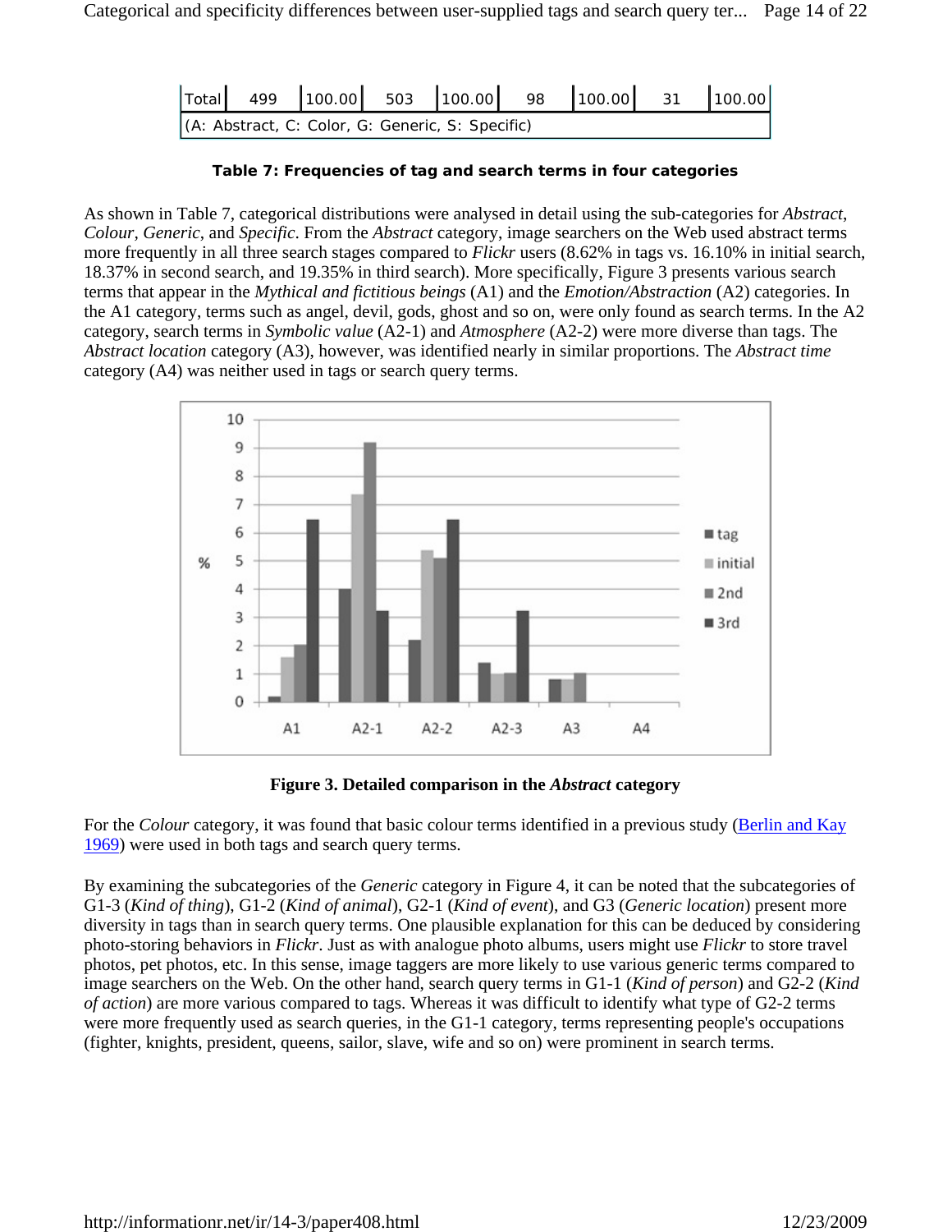| Total | 499 | 100.00 | 503 | 100.00 | 98 | 100.00 | 31 | 100.00 |
|---|---|---|---|---|---|---|---|---|
| (A: Abstract, C: Color, G: Generic, S: Specific) | | | | | | | | |

**Table 7: Frequencies of tag and search terms in four categories**

As shown in Table 7, categorical distributions were analysed in detail using the sub-categories for *Abstract*, *Colour*, *Generic*, and *Specific*. From the *Abstract* category, image searchers on the Web used abstract terms more frequently in all three search stages compared to *Flickr* users (8.62% in tags vs. 16.10% in initial search, 18.37% in second search, and 19.35% in third search). More specifically, Figure 3 presents various search terms that appear in the *Mythical and fictitious beings* (A1) and the *Emotion/Abstraction* (A2) categories. In the A1 category, terms such as angel, devil, gods, ghost and so on, were only found as search terms. In the A2 category, search terms in *Symbolic value* (A2-1) and *Atmosphere* (A2-2) were more diverse than tags. The *Abstract location* category (A3), however, was identified nearly in similar proportions. The *Abstract time* category (A4) was neither used in tags or search query terms.

**Figure 3. Detailed comparison in the *Abstract* category**

For the *Colour* category, it was found that basic colour terms identified in a previous study (Berlin and Kay 1969) were used in both tags and search query terms.

By examining the subcategories of the *Generic* category in Figure 4, it can be noted that the subcategories of G1-3 (*Kind of thing*), G1-2 (*Kind of animal*), G2-1 (*Kind of event*), and G3 (*Generic location*) present more diversity in tags than in search query terms. One plausible explanation for this can be deduced by considering photo-storing behaviors in *Flickr*. Just as with analogue photo albums, users might use *Flickr* to store travel photos, pet photos, etc. In this sense, image taggers are more likely to use various generic terms compared to image searchers on the Web. On the other hand, search query terms in G1-1 (*Kind of person*) and G2-2 (*Kind of action*) are more various compared to tags. Whereas it was difficult to identify what type of G2-2 terms were more frequently used as search queries, in the G1-1 category, terms representing people's occupations (fighter, knights, president, queens, sailor, slave, wife and so on) were prominent in search terms.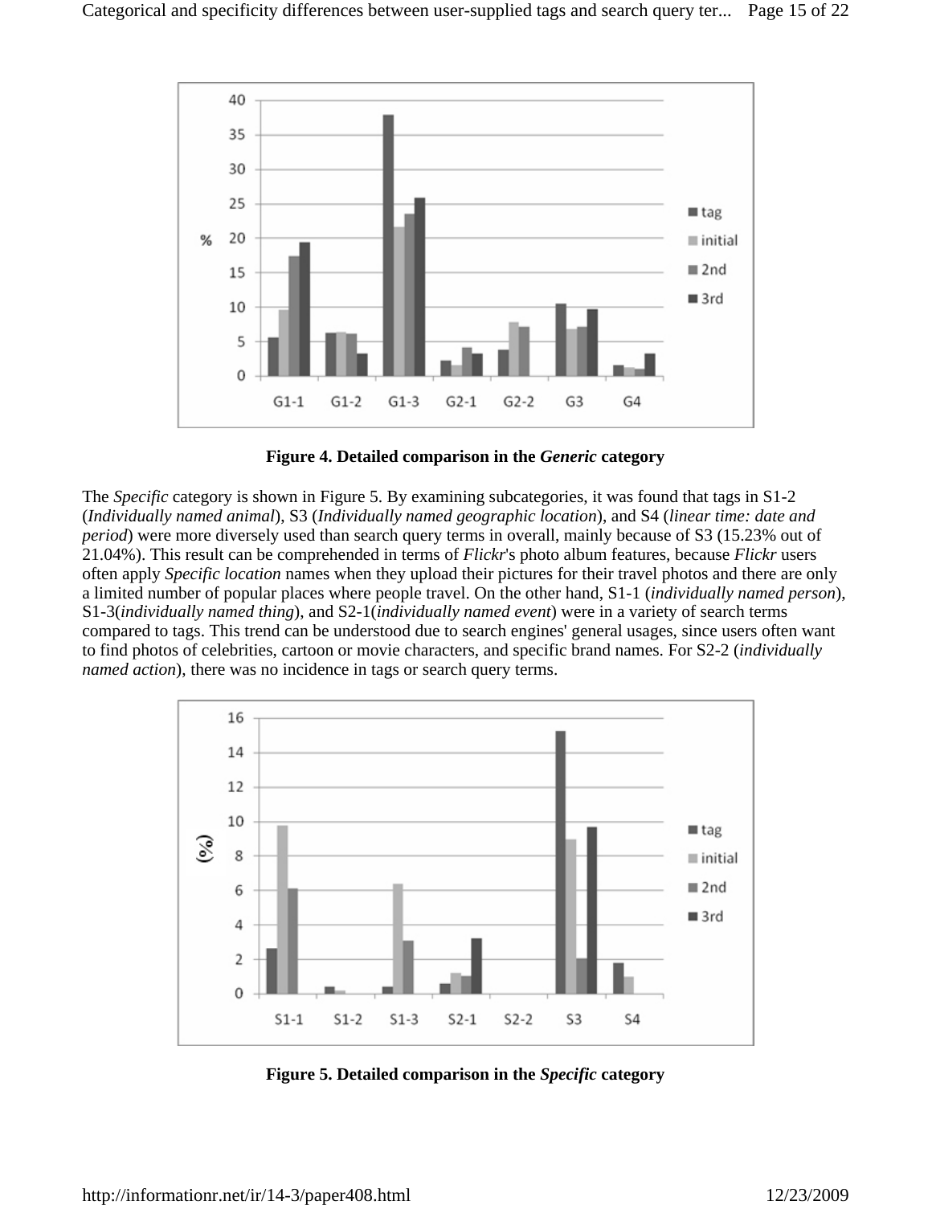**Figure 4. Detailed comparison in the *Generic* category**

The *Specific* category is shown in Figure 5. By examining subcategories, it was found that tags in S1-2 (*Individually named animal*), S3 (*Individually named geographic location*), and S4 (*linear time: date and period*) were more diversely used than search query terms in overall, mainly because of S3 (15.23% out of 21.04%). This result can be comprehended in terms of *Flickr*'s photo album features, because *Flickr* users often apply *Specific location* names when they upload their pictures for their travel photos and there are only a limited number of popular places where people travel. On the other hand, S1-1 (*individually named person*), S1-3(*individually named thing*), and S2-1(*individually named event*) were in a variety of search terms compared to tags. This trend can be understood due to search engines' general usages, since users often want to find photos of celebrities, cartoon or movie characters, and specific brand names. For S2-2 (*individually named action*), there was no incidence in tags or search query terms.

**Figure 5. Detailed comparison in the *Specific* category**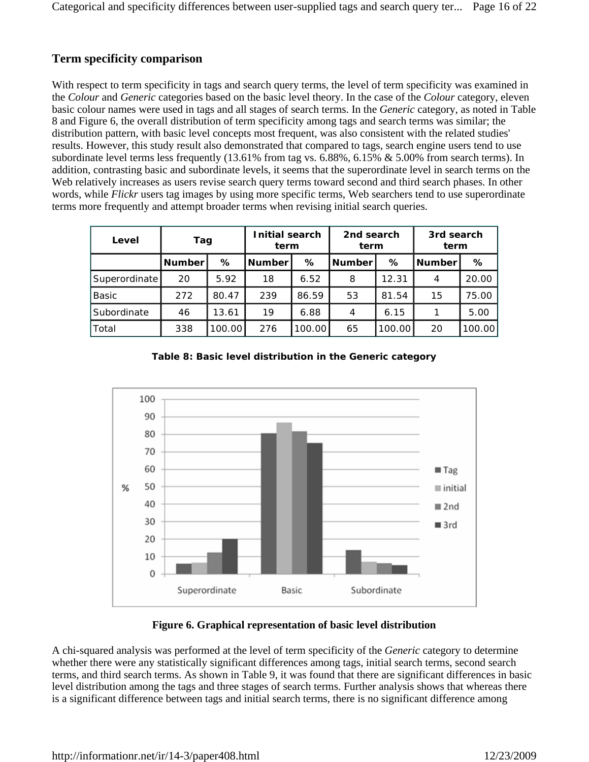## Term specificity comparison

With respect to term specificity in tags and search query terms, the level of term specificity was examined in the *Colour* and *Generic* categories based on the basic level theory. In the case of the *Colour* category, eleven basic colour names were used in tags and all stages of search terms. In the *Generic* category, as noted in Table 8 and Figure 6, the overall distribution of term specificity among tags and search terms was similar; the distribution pattern, with basic level concepts most frequent, was also consistent with the related studies' results. However, this study result also demonstrated that compared to tags, search engine users tend to use subordinate level terms less frequently (13.61% from tag vs. 6.88%, 6.15% & 5.00% from search terms). In addition, contrasting basic and subordinate levels, it seems that the superordinate level in search terms on the Web relatively increases as users revise search query terms toward second and third search phases. In other words, while *Flickr* users tag images by using more specific terms, Web searchers tend to use superordinate terms more frequently and attempt broader terms when revising initial search queries.

| Level | Tag | | Initial search term | | 2nd search term | | 3rd search term | |
|---|---|---|---|---|---|---|---|---|
| | Number | % | Number | % | Number | % | Number | % |
| Superordinate | 20 | 5.92 | 18 | 6.52 | 8 | 12.31 | 4 | 20.00 |
| Basic | 272 | 80.47 | 239 | 86.59 | 53 | 81.54 | 15 | 75.00 |
| Subordinate | 46 | 13.61 | 19 | 6.88 | 4 | 6.15 | 1 | 5.00 |
| Total | 338 | 100.00 | 276 | 100.00 | 65 | 100.00 | 20 | 100.00 |

**Table 8: Basic level distribution in the Generic category**

**Figure 6. Graphical representation of basic level distribution**

A chi-squared analysis was performed at the level of term specificity of the *Generic* category to determine whether there were any statistically significant differences among tags, initial search terms, second search terms, and third search terms. As shown in Table 9, it was found that there are significant differences in basic level distribution among the tags and three stages of search terms. Further analysis shows that whereas there is a significant difference between tags and initial search terms, there is no significant difference among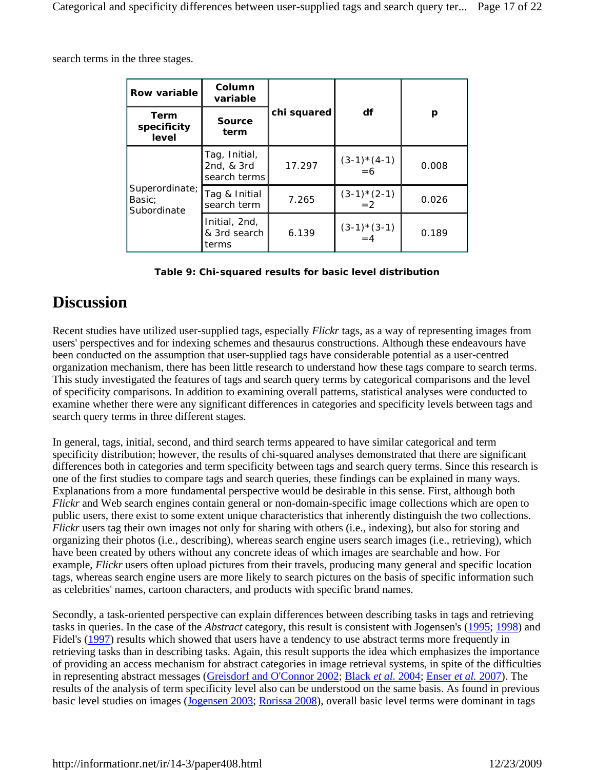search terms in the three stages.

| Row variable | Column variable | chi squared | df | p |
|---|---|---|---|---|
| Term specificity level | Source term | | | |
| Superordinate; Basic; Subordinate | Tag, Initial, 2nd, & 3rd search terms | 17.297 | (3-1)*(4-1) =6 | 0.008 |
| | Tag & Initial search term | 7.265 | (3-1)*(2-1) =2 | 0.026 |
| | Initial, 2nd, & 3rd search terms | 6.139 | (3-1)*(3-1) =4 | 0.189 |

**Table 9: Chi-squared results for basic level distribution**

## Discussion

Recent studies have utilized user-supplied tags, especially *Flickr* tags, as a way of representing images from users' perspectives and for indexing schemes and thesaurus constructions. Although these endeavours have been conducted on the assumption that user-supplied tags have considerable potential as a user-centred organization mechanism, there has been little research to understand how these tags compare to search terms. This study investigated the features of tags and search query terms by categorical comparisons and the level of specificity comparisons. In addition to examining overall patterns, statistical analyses were conducted to examine whether there were any significant differences in categories and specificity levels between tags and search query terms in three different stages.

In general, tags, initial, second, and third search terms appeared to have similar categorical and term specificity distribution; however, the results of chi-squared analyses demonstrated that there are significant differences both in categories and term specificity between tags and search query terms. Since this research is one of the first studies to compare tags and search queries, these findings can be explained in many ways. Explanations from a more fundamental perspective would be desirable in this sense. First, although both *Flickr* and Web search engines contain general or non-domain-specific image collections which are open to public users, there exist to some extent unique characteristics that inherently distinguish the two collections. *Flickr* users tag their own images not only for sharing with others (i.e., indexing), but also for storing and organizing their photos (i.e., describing), whereas search engine users search images (i.e., retrieving), which have been created by others without any concrete ideas of which images are searchable and how. For example, *Flickr* users often upload pictures from their travels, producing many general and specific location tags, whereas search engine users are more likely to search pictures on the basis of specific information such as celebrities' names, cartoon characters, and products with specific brand names.

Secondly, a task-oriented perspective can explain differences between describing tasks in tags and retrieving tasks in queries. In the case of the *Abstract* category, this result is consistent with Jogensen's (1995; 1998) and Fidel's (1997) results which showed that users have a tendency to use abstract terms more frequently in retrieving tasks than in describing tasks. Again, this result supports the idea which emphasizes the importance of providing an access mechanism for abstract categories in image retrieval systems, in spite of the difficulties in representing abstract messages (Greisdorf and O'Connor 2002; Black *et al.* 2004; Enser *et al.* 2007). The results of the analysis of term specificity level also can be understood on the same basis. As found in previous basic level studies on images (Jogensen 2003; Rorissa 2008), overall basic level terms were dominant in tags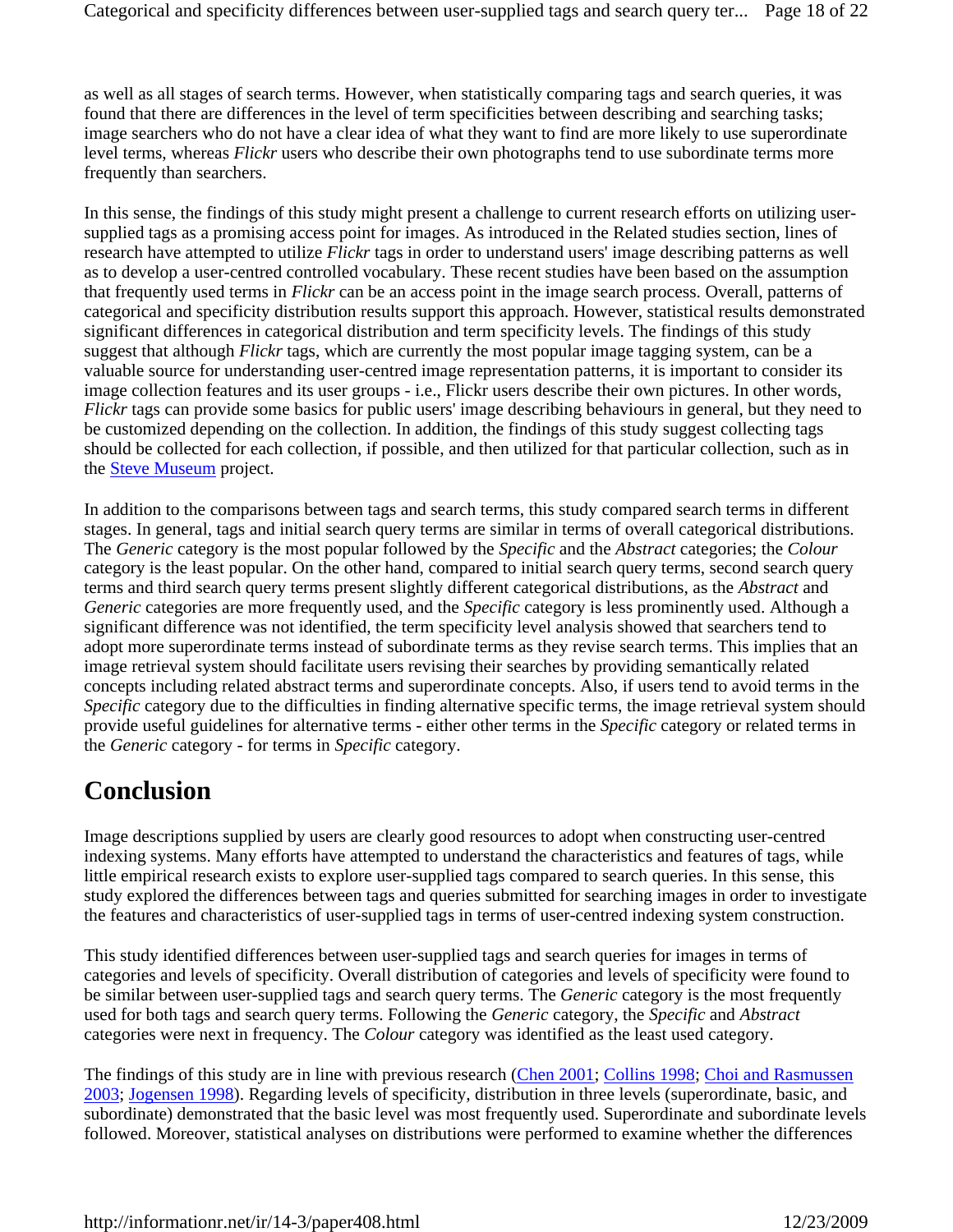as well as all stages of search terms. However, when statistically comparing tags and search queries, it was found that there are differences in the level of term specificities between describing and searching tasks; image searchers who do not have a clear idea of what they want to find are more likely to use superordinate level terms, whereas *Flickr* users who describe their own photographs tend to use subordinate terms more frequently than searchers.

In this sense, the findings of this study might present a challenge to current research efforts on utilizing user-supplied tags as a promising access point for images. As introduced in the Related studies section, lines of research have attempted to utilize *Flickr* tags in order to understand users' image describing patterns as well as to develop a user-centred controlled vocabulary. These recent studies have been based on the assumption that frequently used terms in *Flickr* can be an access point in the image search process. Overall, patterns of categorical and specificity distribution results support this approach. However, statistical results demonstrated significant differences in categorical distribution and term specificity levels. The findings of this study suggest that although *Flickr* tags, which are currently the most popular image tagging system, can be a valuable source for understanding user-centred image representation patterns, it is important to consider its image collection features and its user groups - i.e., Flickr users describe their own pictures. In other words, *Flickr* tags can provide some basics for public users' image describing behaviours in general, but they need to be customized depending on the collection. In addition, the findings of this study suggest collecting tags should be collected for each collection, if possible, and then utilized for that particular collection, such as in the Steve Museum project.

In addition to the comparisons between tags and search terms, this study compared search terms in different stages. In general, tags and initial search query terms are similar in terms of overall categorical distributions. The *Generic* category is the most popular followed by the *Specific* and the *Abstract* categories; the *Colour* category is the least popular. On the other hand, compared to initial search query terms, second search query terms and third search query terms present slightly different categorical distributions, as the *Abstract* and *Generic* categories are more frequently used, and the *Specific* category is less prominently used. Although a significant difference was not identified, the term specificity level analysis showed that searchers tend to adopt more superordinate terms instead of subordinate terms as they revise search terms. This implies that an image retrieval system should facilitate users revising their searches by providing semantically related concepts including related abstract terms and superordinate concepts. Also, if users tend to avoid terms in the *Specific* category due to the difficulties in finding alternative specific terms, the image retrieval system should provide useful guidelines for alternative terms - either other terms in the *Specific* category or related terms in the *Generic* category - for terms in *Specific* category.

## Conclusion

Image descriptions supplied by users are clearly good resources to adopt when constructing user-centred indexing systems. Many efforts have attempted to understand the characteristics and features of tags, while little empirical research exists to explore user-supplied tags compared to search queries. In this sense, this study explored the differences between tags and queries submitted for searching images in order to investigate the features and characteristics of user-supplied tags in terms of user-centred indexing system construction.

This study identified differences between user-supplied tags and search queries for images in terms of categories and levels of specificity. Overall distribution of categories and levels of specificity were found to be similar between user-supplied tags and search query terms. The *Generic* category is the most frequently used for both tags and search query terms. Following the *Generic* category, the *Specific* and *Abstract* categories were next in frequency. The *Colour* category was identified as the least used category.

The findings of this study are in line with previous research (Chen 2001; Collins 1998; Choi and Rasmussen 2003; Jogensen 1998). Regarding levels of specificity, distribution in three levels (superordinate, basic, and subordinate) demonstrated that the basic level was most frequently used. Superordinate and subordinate levels followed. Moreover, statistical analyses on distributions were performed to examine whether the differences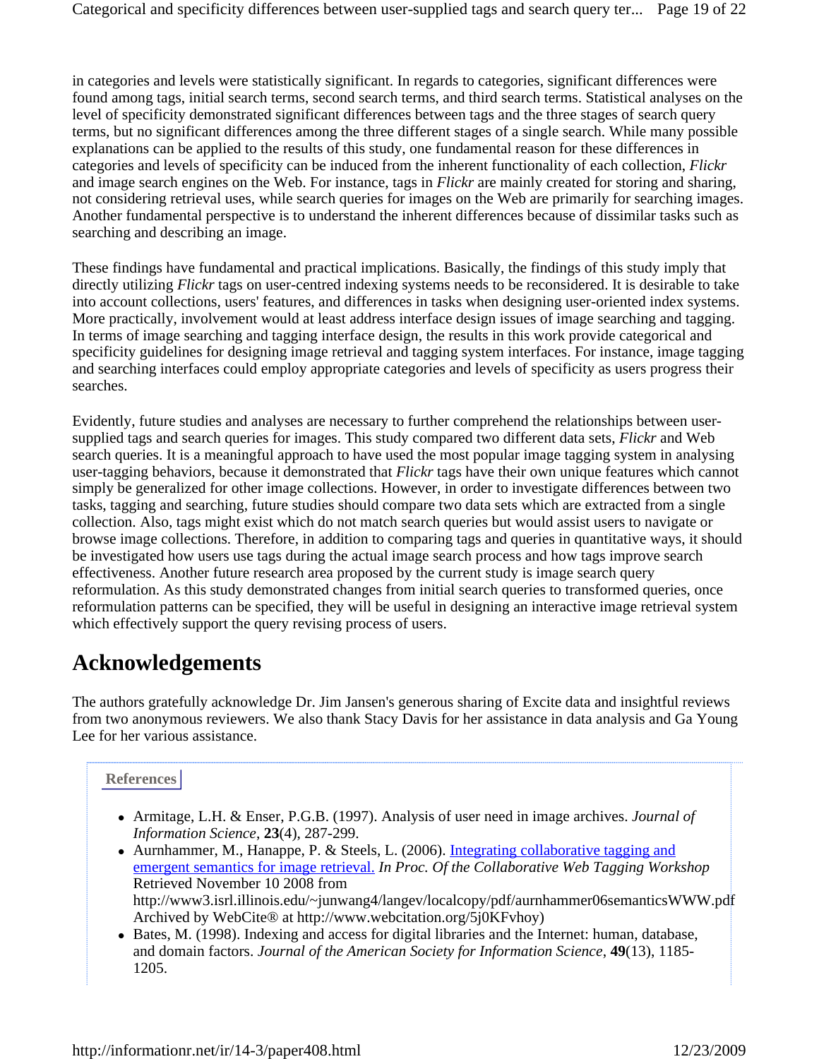in categories and levels were statistically significant. In regards to categories, significant differences were found among tags, initial search terms, second search terms, and third search terms. Statistical analyses on the level of specificity demonstrated significant differences between tags and the three stages of search query terms, but no significant differences among the three different stages of a single search. While many possible explanations can be applied to the results of this study, one fundamental reason for these differences in categories and levels of specificity can be induced from the inherent functionality of each collection, *Flickr* and image search engines on the Web. For instance, tags in *Flickr* are mainly created for storing and sharing, not considering retrieval uses, while search queries for images on the Web are primarily for searching images. Another fundamental perspective is to understand the inherent differences because of dissimilar tasks such as searching and describing an image.

These findings have fundamental and practical implications. Basically, the findings of this study imply that directly utilizing *Flickr* tags on user-centred indexing systems needs to be reconsidered. It is desirable to take into account collections, users' features, and differences in tasks when designing user-oriented index systems. More practically, involvement would at least address interface design issues of image searching and tagging. In terms of image searching and tagging interface design, the results in this work provide categorical and specificity guidelines for designing image retrieval and tagging system interfaces. For instance, image tagging and searching interfaces could employ appropriate categories and levels of specificity as users progress their searches.

Evidently, future studies and analyses are necessary to further comprehend the relationships between user-supplied tags and search queries for images. This study compared two different data sets, *Flickr* and Web search queries. It is a meaningful approach to have used the most popular image tagging system in analysing user-tagging behaviors, because it demonstrated that *Flickr* tags have their own unique features which cannot simply be generalized for other image collections. However, in order to investigate differences between two tasks, tagging and searching, future studies should compare two data sets which are extracted from a single collection. Also, tags might exist which do not match search queries but would assist users to navigate or browse image collections. Therefore, in addition to comparing tags and queries in quantitative ways, it should be investigated how users use tags during the actual image search process and how tags improve search effectiveness. Another future research area proposed by the current study is image search query reformulation. As this study demonstrated changes from initial search queries to transformed queries, once reformulation patterns can be specified, they will be useful in designing an interactive image retrieval system which effectively support the query revising process of users.

## Acknowledgements

The authors gratefully acknowledge Dr. Jim Jansen's generous sharing of Excite data and insightful reviews from two anonymous reviewers. We also thank Stacy Davis for her assistance in data analysis and Ga Young Lee for her various assistance.

### References

- Armitage, L.H. & Enser, P.G.B. (1997). Analysis of user need in image archives. *Journal of Information Science*, **23**(4), 287-299.
- Aurnhammer, M., Hanappe, P. & Steels, L. (2006). Integrating collaborative tagging and emergent semantics for image retrieval. *In Proc. Of the Collaborative Web Tagging Workshop* Retrieved November 10 2008 from http://www3.isrl.illinois.edu/~junwang4/langev/localcopy/pdf/aurnhammer06semanticsWWW.pdf Archived by WebCite® at http://www.webcitation.org/5j0KFvhoy)
- Bates, M. (1998). Indexing and access for digital libraries and the Internet: human, database, and domain factors. *Journal of the American Society for Information Science*, **49**(13), 1185-1205.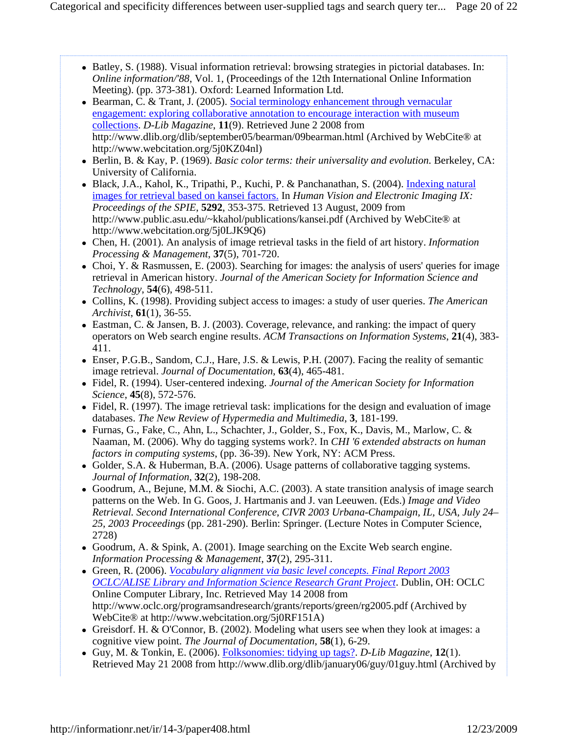- Batley, S. (1988). Visual information retrieval: browsing strategies in pictorial databases. In: *Online information/'88*, Vol. 1, (Proceedings of the 12th International Online Information Meeting). (pp. 373-381). Oxford: Learned Information Ltd.
- Bearman, C. & Trant, J. (2005). [Social terminology enhancement through vernacular engagement: exploring collaborative annotation to encourage interaction with museum collections](http://www.dlib.org/dlib/september05/bearman/09bearman.html). *D-Lib Magazine*, **11**(9). Retrieved June 2 2008 from http://www.dlib.org/dlib/september05/bearman/09bearman.html (Archived by WebCite® at http://www.webcitation.org/5j0KZ04nl)
- Berlin, B. & Kay, P. (1969). *Basic color terms: their universality and evolution.* Berkeley, CA: University of California.
- Black, J.A., Kahol, K., Tripathi, P., Kuchi, P. & Panchanathan, S. (2004). [Indexing natural images for retrieval based on kansei factors.](http://www.public.asu.edu/~kkahol/publications/kansei.pdf) In *Human Vision and Electronic Imaging IX: Proceedings of the SPIE*, **5292**, 353-375. Retrieved 13 August, 2009 from http://www.public.asu.edu/~kkahol/publications/kansei.pdf (Archived by WebCite® at http://www.webcitation.org/5j0LJK9Q6)
- Chen, H. (2001). An analysis of image retrieval tasks in the field of art history. *Information Processing & Management*, **37**(5), 701-720.
- Choi, Y. & Rasmussen, E. (2003). Searching for images: the analysis of users' queries for image retrieval in American history. *Journal of the American Society for Information Science and Technology*, **54**(6), 498-511.
- Collins, K. (1998). Providing subject access to images: a study of user queries. *The American Archivist*, **61**(1), 36-55.
- Eastman, C. & Jansen, B. J. (2003). Coverage, relevance, and ranking: the impact of query operators on Web search engine results. *ACM Transactions on Information Systems*, **21**(4), 383-411.
- Enser, P.G.B., Sandom, C.J., Hare, J.S. & Lewis, P.H. (2007). Facing the reality of semantic image retrieval. *Journal of Documentation*, **63**(4), 465-481.
- Fidel, R. (1994). User-centered indexing. *Journal of the American Society for Information Science*, **45**(8), 572-576.
- Fidel, R. (1997). The image retrieval task: implications for the design and evaluation of image databases. *The New Review of Hypermedia and Multimedia*, **3**, 181-199.
- Furnas, G., Fake, C., Ahn, L., Schachter, J., Golder, S., Fox, K., Davis, M., Marlow, C. & Naaman, M. (2006). Why do tagging systems work?. In *CHI '6 extended abstracts on human factors in computing systems*, (pp. 36-39). New York, NY: ACM Press.
- Golder, S.A. & Huberman, B.A. (2006). Usage patterns of collaborative tagging systems. *Journal of Information*, **32**(2), 198-208.
- Goodrum, A., Bejune, M.M. & Siochi, A.C. (2003). A state transition analysis of image search patterns on the Web. In G. Goos, J. Hartmanis and J. van Leeuwen. (Eds.) *Image and Video Retrieval. Second International Conference, CIVR 2003 Urbana-Champaign, IL, USA, July 24–25, 2003 Proceedings* (pp. 281-290). Berlin: Springer. (Lecture Notes in Computer Science, 2728)
- Goodrum, A. & Spink, A. (2001). Image searching on the Excite Web search engine. *Information Processing & Management*, **37**(2), 295-311.
- Green, R. (2006). *[Vocabulary alignment via basic level concepts. Final Report 2003 OCLC/ALISE Library and Information Science Research Grant Project](http://www.oclc.org/programsandresearch/grants/reports/green/rg2005.pdf)*. Dublin, OH: OCLC Online Computer Library, Inc. Retrieved May 14 2008 from http://www.oclc.org/programsandresearch/grants/reports/green/rg2005.pdf (Archived by WebCite® at http://www.webcitation.org/5j0RF151A)
- Greisdorf. H. & O'Connor, B. (2002). Modeling what users see when they look at images: a cognitive view point. *The Journal of Documentation*, **58**(1), 6-29.
- Guy, M. & Tonkin, E. (2006). [Folksonomies: tidying up tags?](http://www.dlib.org/dlib/january06/guy/01guy.html). *D-Lib Magazine*, **12**(1). Retrieved May 21 2008 from http://www.dlib.org/dlib/january06/guy/01guy.html (Archived by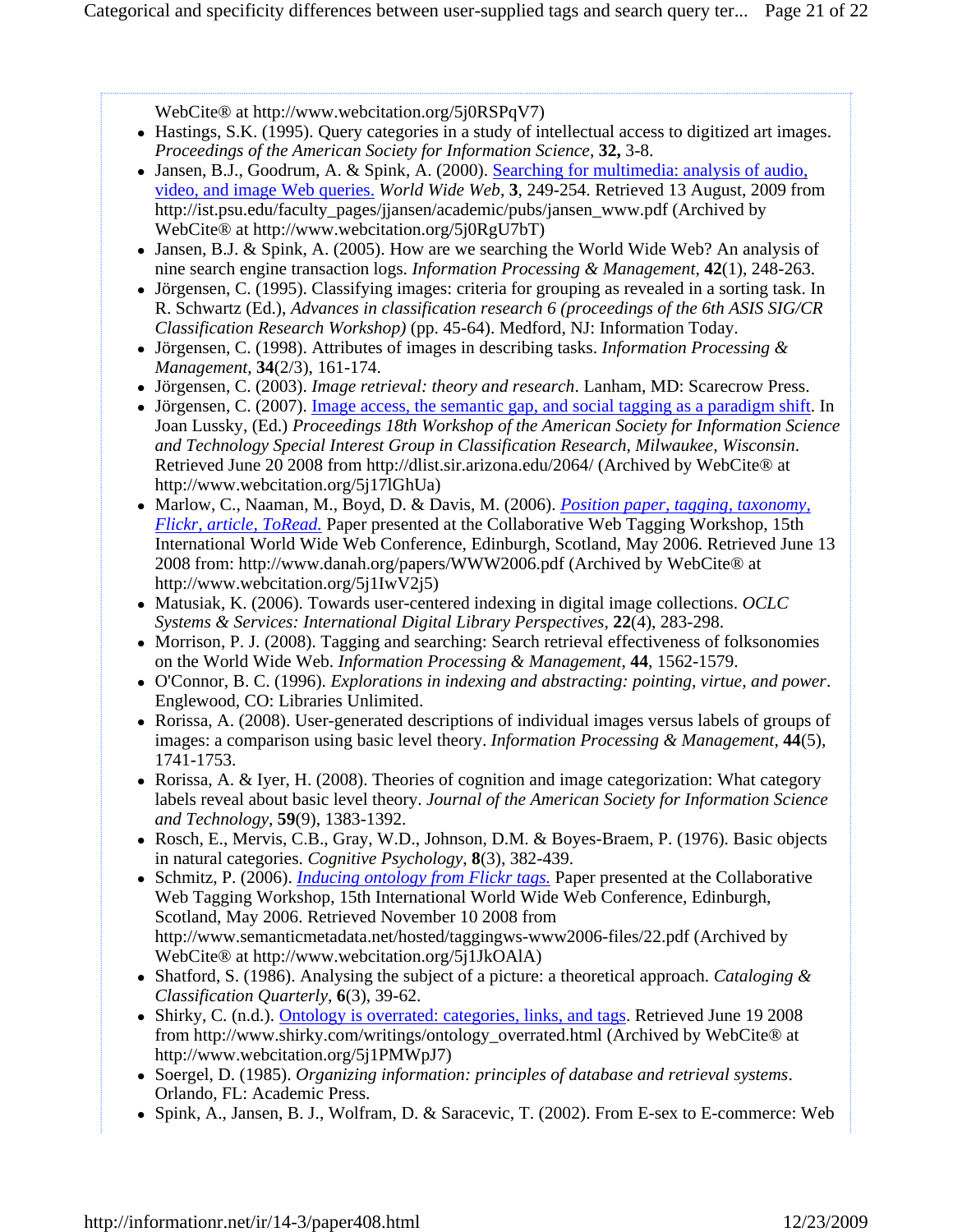WebCite® at http://www.webcitation.org/5j0RSPqV7)

- Hastings, S.K. (1995). Query categories in a study of intellectual access to digitized art images. *Proceedings of the American Society for Information Science*, **32,** 3-8.
- Jansen, B.J., Goodrum, A. & Spink, A. (2000). Searching for multimedia: analysis of audio, video, and image Web queries. *World Wide Web*, **3**, 249-254. Retrieved 13 August, 2009 from http://ist.psu.edu/faculty_pages/jjansen/academic/pubs/jansen_www.pdf (Archived by WebCite® at http://www.webcitation.org/5j0RgU7bT)
- Jansen, B.J. & Spink, A. (2005). How are we searching the World Wide Web? An analysis of nine search engine transaction logs. *Information Processing & Management*, **42**(1), 248-263.
- Jörgensen, C. (1995). Classifying images: criteria for grouping as revealed in a sorting task. In R. Schwartz (Ed.), *Advances in classification research 6 (proceedings of the 6th ASIS SIG/CR Classification Research Workshop)* (pp. 45-64). Medford, NJ: Information Today.
- Jörgensen, C. (1998). Attributes of images in describing tasks. *Information Processing & Management*, **34**(2/3), 161-174.
- Jörgensen, C. (2003). *Image retrieval: theory and research*. Lanham, MD: Scarecrow Press.
- Jörgensen, C. (2007). Image access, the semantic gap, and social tagging as a paradigm shift. In Joan Lussky, (Ed.) *Proceedings 18th Workshop of the American Society for Information Science and Technology Special Interest Group in Classification Research, Milwaukee, Wisconsin*. Retrieved June 20 2008 from http://dlist.sir.arizona.edu/2064/ (Archived by WebCite® at http://www.webcitation.org/5j17lGhUa)
- Marlow, C., Naaman, M., Boyd, D. & Davis, M. (2006). *Position paper, tagging, taxonomy, Flickr, article, ToRead.* Paper presented at the Collaborative Web Tagging Workshop, 15th International World Wide Web Conference, Edinburgh, Scotland, May 2006. Retrieved June 13 2008 from: http://www.danah.org/papers/WWW2006.pdf (Archived by WebCite® at http://www.webcitation.org/5j1IwV2j5)
- Matusiak, K. (2006). Towards user-centered indexing in digital image collections. *OCLC Systems & Services: International Digital Library Perspectives*, **22**(4), 283-298.
- Morrison, P. J. (2008). Tagging and searching: Search retrieval effectiveness of folksonomies on the World Wide Web. *Information Processing & Management*, **44**, 1562-1579.
- O'Connor, B. C. (1996). *Explorations in indexing and abstracting: pointing, virtue, and power*. Englewood, CO: Libraries Unlimited.
- Rorissa, A. (2008). User-generated descriptions of individual images versus labels of groups of images: a comparison using basic level theory. *Information Processing & Management*, **44**(5), 1741-1753.
- Rorissa, A. & Iyer, H. (2008). Theories of cognition and image categorization: What category labels reveal about basic level theory. *Journal of the American Society for Information Science and Technology*, **59**(9), 1383-1392.
- Rosch, E., Mervis, C.B., Gray, W.D., Johnson, D.M. & Boyes-Braem, P. (1976). Basic objects in natural categories. *Cognitive Psychology*, **8**(3), 382-439.
- Schmitz, P. (2006). *Inducing ontology from Flickr tags.* Paper presented at the Collaborative Web Tagging Workshop, 15th International World Wide Web Conference, Edinburgh, Scotland, May 2006. Retrieved November 10 2008 from http://www.semanticmetadata.net/hosted/taggingws-www2006-files/22.pdf (Archived by WebCite® at http://www.webcitation.org/5j1JkOAlA)
- Shatford, S. (1986). Analysing the subject of a picture: a theoretical approach. *Cataloging & Classification Quarterly*, **6**(3), 39-62.
- Shirky, C. (n.d.). Ontology is overrated: categories, links, and tags. Retrieved June 19 2008 from http://www.shirky.com/writings/ontology_overrated.html (Archived by WebCite® at http://www.webcitation.org/5j1PMWpJ7)
- Soergel, D. (1985). *Organizing information: principles of database and retrieval systems*. Orlando, FL: Academic Press.
- Spink, A., Jansen, B. J., Wolfram, D. & Saracevic, T. (2002). From E-sex to E-commerce: Web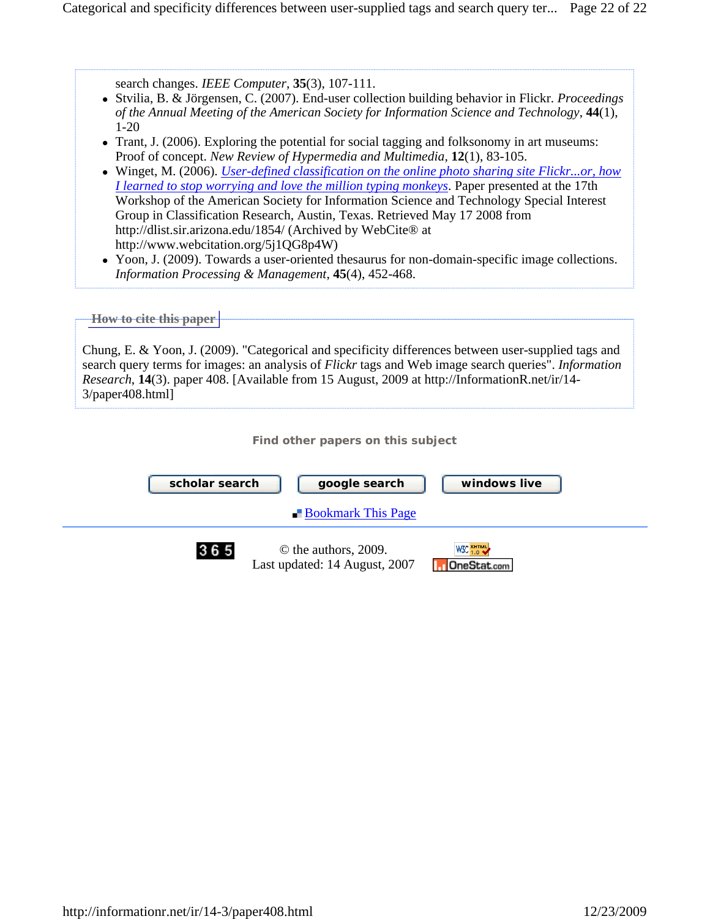search changes. *IEEE Computer*, **35**(3), 107-111.

- Stvilia, B. & Jörgensen, C. (2007). End-user collection building behavior in Flickr. *Proceedings of the Annual Meeting of the American Society for Information Science and Technology*, **44**(1), 1-20
- Trant, J. (2006). Exploring the potential for social tagging and folksonomy in art museums: Proof of concept. *New Review of Hypermedia and Multimedia*, **12**(1), 83-105.
- Winget, M. (2006). *User-defined classification on the online photo sharing site Flickr...or, how I learned to stop worrying and love the million typing monkeys*. Paper presented at the 17th Workshop of the American Society for Information Science and Technology Special Interest Group in Classification Research, Austin, Texas. Retrieved May 17 2008 from http://dlist.sir.arizona.edu/1854/ (Archived by WebCite® at http://www.webcitation.org/5j1QG8p4W)
- Yoon, J. (2009). Towards a user-oriented thesaurus for non-domain-specific image collections. *Information Processing & Management*, **45**(4), 452-468.

**How to cite this paper**

Chung, E. & Yoon, J. (2009). "Categorical and specificity differences between user-supplied tags and search query terms for images: an analysis of *Flickr* tags and Web image search queries". *Information Research*, **14**(3). paper 408. [Available from 15 August, 2009 at http://InformationR.net/ir/14-3/paper408.html]

**Find other papers on this subject**

scholar search | google search | windows live

Bookmark This Page

© the authors, 2009.
Last updated: 14 August, 2007